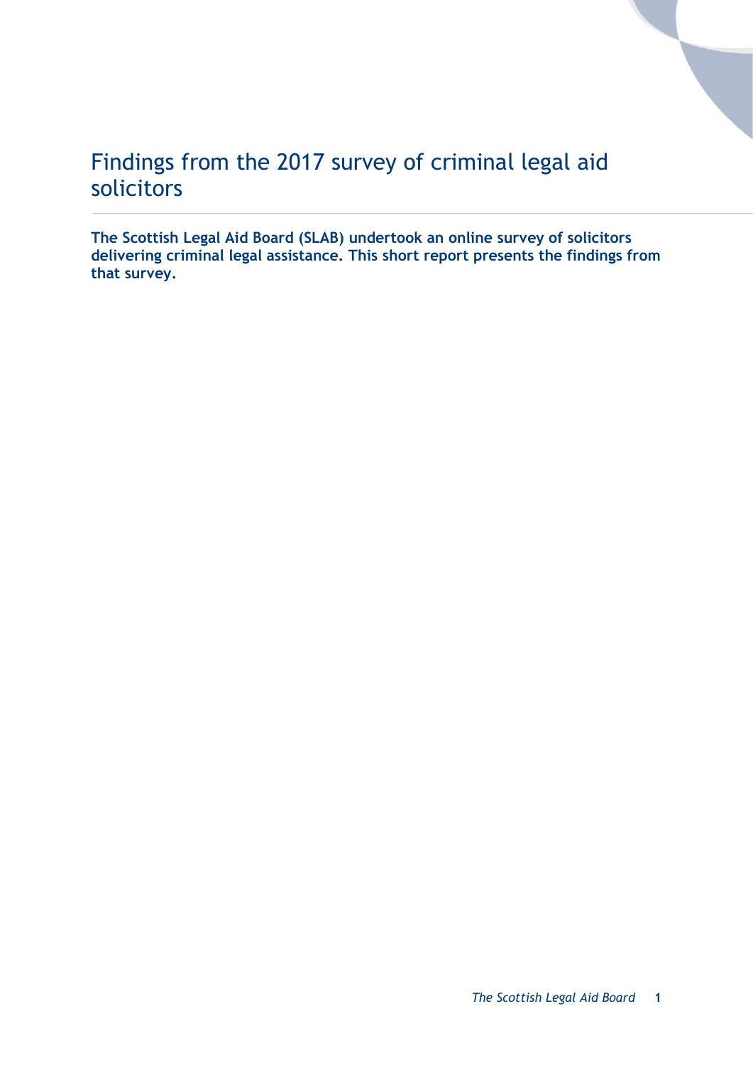# Findings from the 2017 survey of criminal legal aid solicitors

**The Scottish Legal Aid Board (SLAB) undertook an online survey of solicitors delivering criminal legal assistance. This short report presents the findings from that survey.**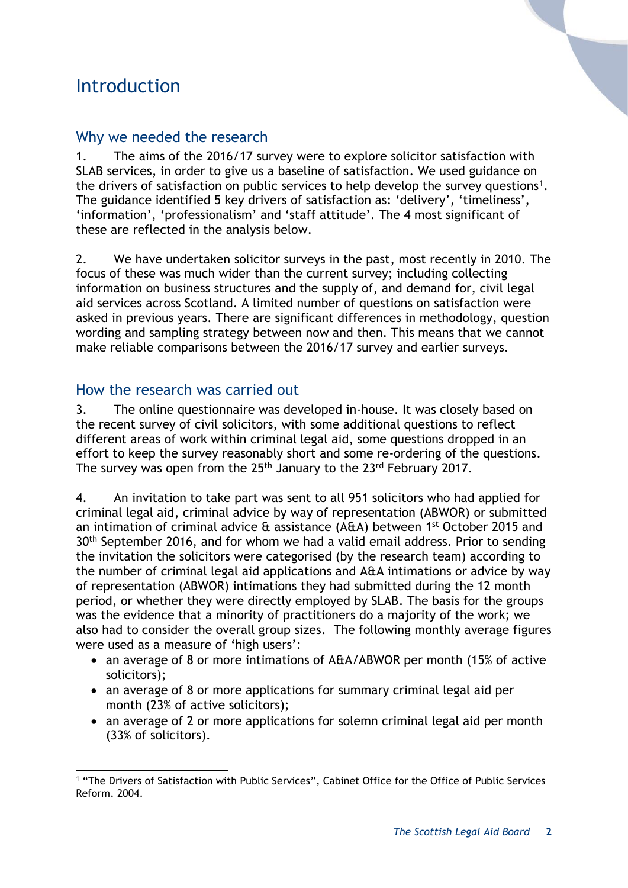# Introduction

## Why we needed the research

1. The aims of the 2016/17 survey were to explore solicitor satisfaction with SLAB services, in order to give us a baseline of satisfaction. We used guidance on the drivers of satisfaction on public services to help develop the survey questions[1]. The guidance identified 5 key drivers of satisfaction as: 'delivery', 'timeliness', 'information', 'professionalism' and 'staff attitude'. The 4 most significant of these are reflected in the analysis below.

2. We have undertaken solicitor surveys in the past, most recently in 2010. The focus of these was much wider than the current survey; including collecting information on business structures and the supply of, and demand for, civil legal aid services across Scotland. A limited number of questions on satisfaction were asked in previous years. There are significant differences in methodology, question wording and sampling strategy between now and then. This means that we cannot make reliable comparisons between the 2016/17 survey and earlier surveys.

## How the research was carried out

3. The online questionnaire was developed in-house. It was closely based on the recent survey of civil solicitors, with some additional questions to reflect different areas of work within criminal legal aid, some questions dropped in an effort to keep the survey reasonably short and some re-ordering of the questions. The survey was open from the 25th January to the 23rd February 2017.

4. An invitation to take part was sent to all 951 solicitors who had applied for criminal legal aid, criminal advice by way of representation (ABWOR) or submitted an intimation of criminal advice & assistance (A&A) between 1st October 2015 and 30th September 2016, and for whom we had a valid email address. Prior to sending the invitation the solicitors were categorised (by the research team) according to the number of criminal legal aid applications and A&A intimations or advice by way of representation (ABWOR) intimations they had submitted during the 12 month period, or whether they were directly employed by SLAB. The basis for the groups was the evidence that a minority of practitioners do a majority of the work; we also had to consider the overall group sizes. The following monthly average figures were used as a measure of 'high users':

- an average of 8 or more intimations of A&A/ABWOR per month (15% of active solicitors);
- an average of 8 or more applications for summary criminal legal aid per month (23% of active solicitors);
- an average of 2 or more applications for solemn criminal legal aid per month (33% of solicitors).

[1] "The Drivers of Satisfaction with Public Services", Cabinet Office for the Office of Public Services Reform. 2004.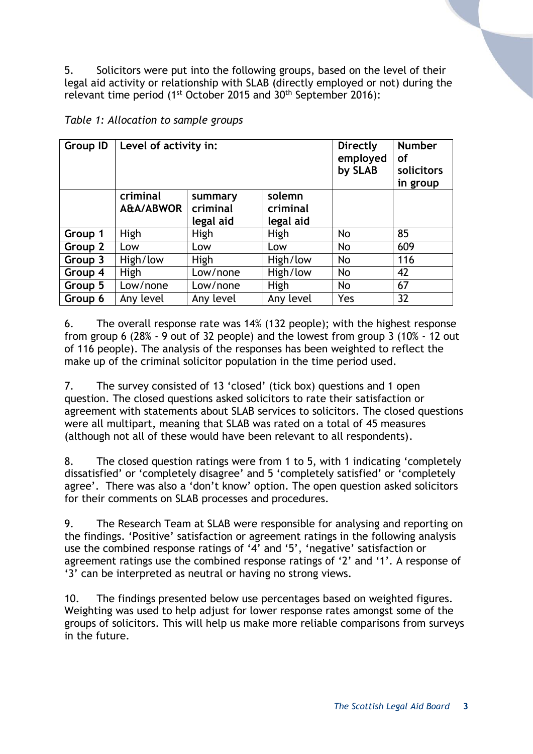5. Solicitors were put into the following groups, based on the level of their legal aid activity or relationship with SLAB (directly employed or not) during the relevant time period (1st October 2015 and 30th September 2016):

*Table 1: Allocation to sample groups*

| Group ID | Level of activity in: | | | Directly employed by SLAB | Number of solicitors in group |
|---|---|---|---|---|---|
| | criminal A&A/ABWOR | summary criminal legal aid | solemn criminal legal aid | | |
| Group 1 | High | High | High | No | 85 |
| Group 2 | Low | Low | Low | No | 609 |
| Group 3 | High/low | High | High/low | No | 116 |
| Group 4 | High | Low/none | High/low | No | 42 |
| Group 5 | Low/none | Low/none | High | No | 67 |
| Group 6 | Any level | Any level | Any level | Yes | 32 |

6. The overall response rate was 14% (132 people); with the highest response from group 6 (28% - 9 out of 32 people) and the lowest from group 3 (10% - 12 out of 116 people). The analysis of the responses has been weighted to reflect the make up of the criminal solicitor population in the time period used.

7. The survey consisted of 13 'closed' (tick box) questions and 1 open question. The closed questions asked solicitors to rate their satisfaction or agreement with statements about SLAB services to solicitors. The closed questions were all multipart, meaning that SLAB was rated on a total of 45 measures (although not all of these would have been relevant to all respondents).

8. The closed question ratings were from 1 to 5, with 1 indicating 'completely dissatisfied' or 'completely disagree' and 5 'completely satisfied' or 'completely agree'. There was also a 'don't know' option. The open question asked solicitors for their comments on SLAB processes and procedures.

9. The Research Team at SLAB were responsible for analysing and reporting on the findings. 'Positive' satisfaction or agreement ratings in the following analysis use the combined response ratings of '4' and '5', 'negative' satisfaction or agreement ratings use the combined response ratings of '2' and '1'. A response of '3' can be interpreted as neutral or having no strong views.

10. The findings presented below use percentages based on weighted figures. Weighting was used to help adjust for lower response rates amongst some of the groups of solicitors. This will help us make more reliable comparisons from surveys in the future.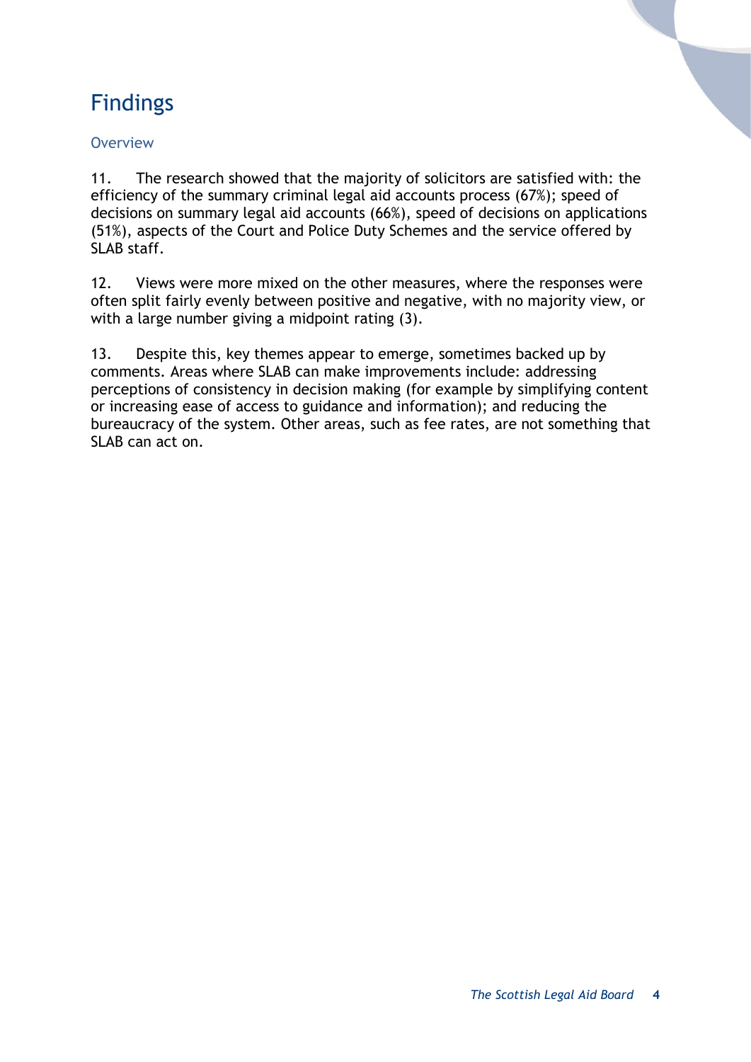# Findings

## Overview

11. The research showed that the majority of solicitors are satisfied with: the efficiency of the summary criminal legal aid accounts process (67%); speed of decisions on summary legal aid accounts (66%), speed of decisions on applications (51%), aspects of the Court and Police Duty Schemes and the service offered by SLAB staff.

12. Views were more mixed on the other measures, where the responses were often split fairly evenly between positive and negative, with no majority view, or with a large number giving a midpoint rating (3).

13. Despite this, key themes appear to emerge, sometimes backed up by comments. Areas where SLAB can make improvements include: addressing perceptions of consistency in decision making (for example by simplifying content or increasing ease of access to guidance and information); and reducing the bureaucracy of the system. Other areas, such as fee rates, are not something that SLAB can act on.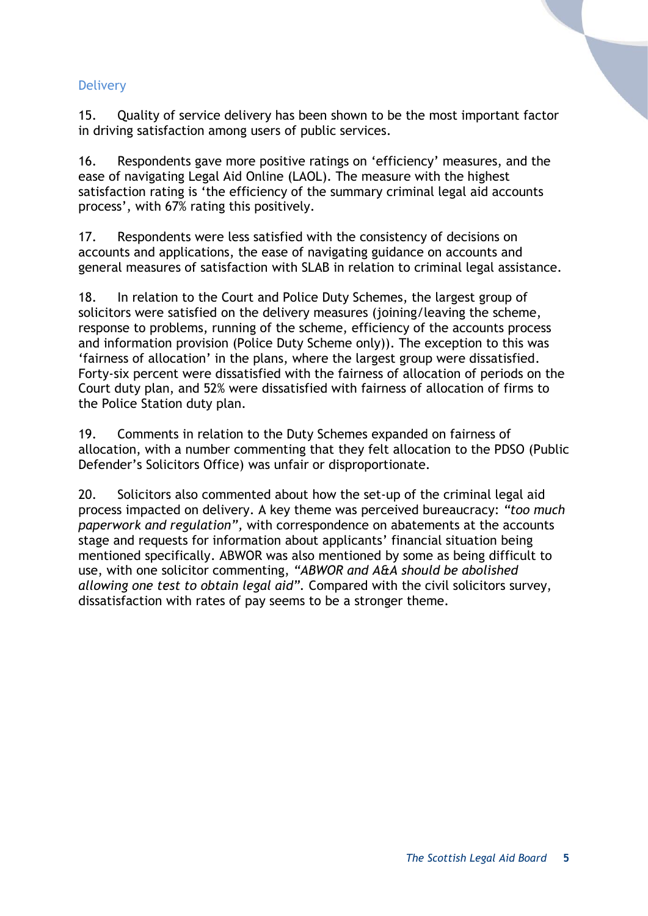## Delivery

15. Quality of service delivery has been shown to be the most important factor in driving satisfaction among users of public services.

16. Respondents gave more positive ratings on 'efficiency' measures, and the ease of navigating Legal Aid Online (LAOL). The measure with the highest satisfaction rating is 'the efficiency of the summary criminal legal aid accounts process', with 67% rating this positively.

17. Respondents were less satisfied with the consistency of decisions on accounts and applications, the ease of navigating guidance on accounts and general measures of satisfaction with SLAB in relation to criminal legal assistance.

18. In relation to the Court and Police Duty Schemes, the largest group of solicitors were satisfied on the delivery measures (joining/leaving the scheme, response to problems, running of the scheme, efficiency of the accounts process and information provision (Police Duty Scheme only)). The exception to this was 'fairness of allocation' in the plans, where the largest group were dissatisfied. Forty-six percent were dissatisfied with the fairness of allocation of periods on the Court duty plan, and 52% were dissatisfied with fairness of allocation of firms to the Police Station duty plan.

19. Comments in relation to the Duty Schemes expanded on fairness of allocation, with a number commenting that they felt allocation to the PDSO (Public Defender's Solicitors Office) was unfair or disproportionate.

20. Solicitors also commented about how the set-up of the criminal legal aid process impacted on delivery. A key theme was perceived bureaucracy: *"too much paperwork and regulation"*, with correspondence on abatements at the accounts stage and requests for information about applicants' financial situation being mentioned specifically. ABWOR was also mentioned by some as being difficult to use, with one solicitor commenting, *"ABWOR and A&A should be abolished allowing one test to obtain legal aid"*. Compared with the civil solicitors survey, dissatisfaction with rates of pay seems to be a stronger theme.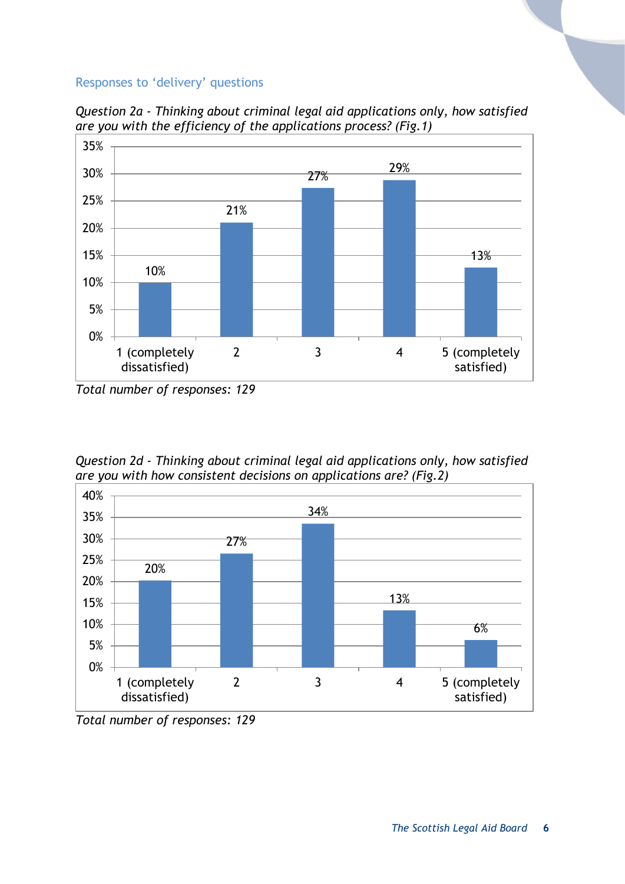### Responses to 'delivery' questions

*Question 2a - Thinking about criminal legal aid applications only, how satisfied are you with the efficiency of the applications process? (Fig.1)*

| Response | Percentage |
|---|---|
| 1 (completely dissatisfied) | 10% |
| 2 | 21% |
| 3 | 27% |
| 4 | 29% |
| 5 (completely satisfied) | 13% |

*Total number of responses: 129*

*Question 2d - Thinking about criminal legal aid applications only, how satisfied are you with how consistent decisions on applications are? (Fig.2)*

| Response | Percentage |
|---|---|
| 1 (completely dissatisfied) | 20% |
| 2 | 27% |
| 3 | 34% |
| 4 | 13% |
| 5 (completely satisfied) | 6% |

*Total number of responses: 129*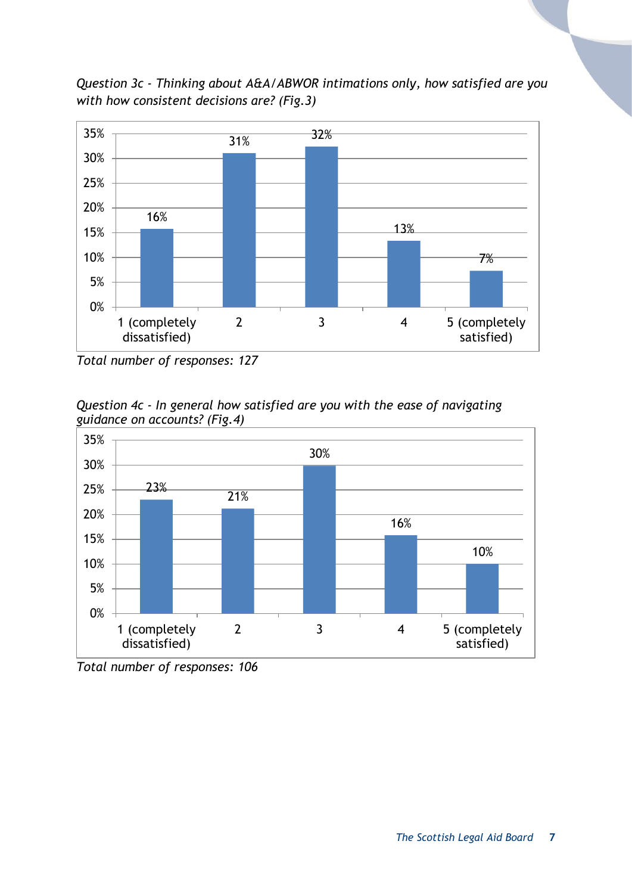*Question 3c - Thinking about A&A/ABWOR intimations only, how satisfied are you with how consistent decisions are? (Fig.3)*

| Rating | Percentage |
|---|---|
| 1 (completely dissatisfied) | 16% |
| 2 | 31% |
| 3 | 32% |
| 4 | 13% |
| 5 (completely satisfied) | 7% |

*Total number of responses: 127*

*Question 4c - In general how satisfied are you with the ease of navigating guidance on accounts? (Fig.4)*

| Rating | Percentage |
|---|---|
| 1 (completely dissatisfied) | 23% |
| 2 | 21% |
| 3 | 30% |
| 4 | 16% |
| 5 (completely satisfied) | 10% |

*Total number of responses: 106*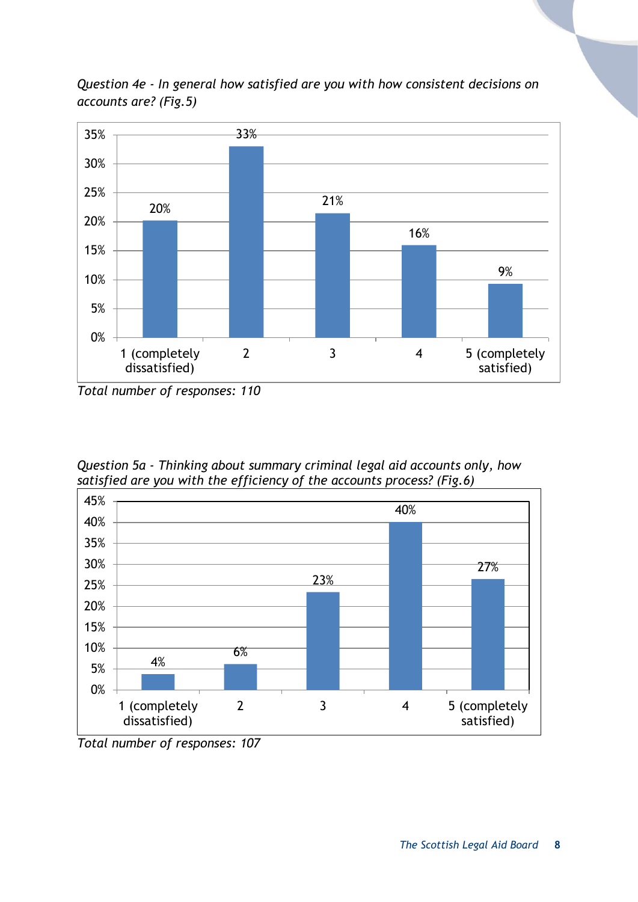*Question 4e - In general how satisfied are you with how consistent decisions on accounts are? (Fig.5)*

| Rating | Percentage |
|---|---|
| 1 (completely dissatisfied) | 20% |
| 2 | 33% |
| 3 | 21% |
| 4 | 16% |
| 5 (completely satisfied) | 9% |

*Total number of responses: 110*

*Question 5a - Thinking about summary criminal legal aid accounts only, how satisfied are you with the efficiency of the accounts process? (Fig.6)*

| Rating | Percentage |
|---|---|
| 1 (completely dissatisfied) | 4% |
| 2 | 6% |
| 3 | 23% |
| 4 | 40% |
| 5 (completely satisfied) | 27% |

*Total number of responses: 107*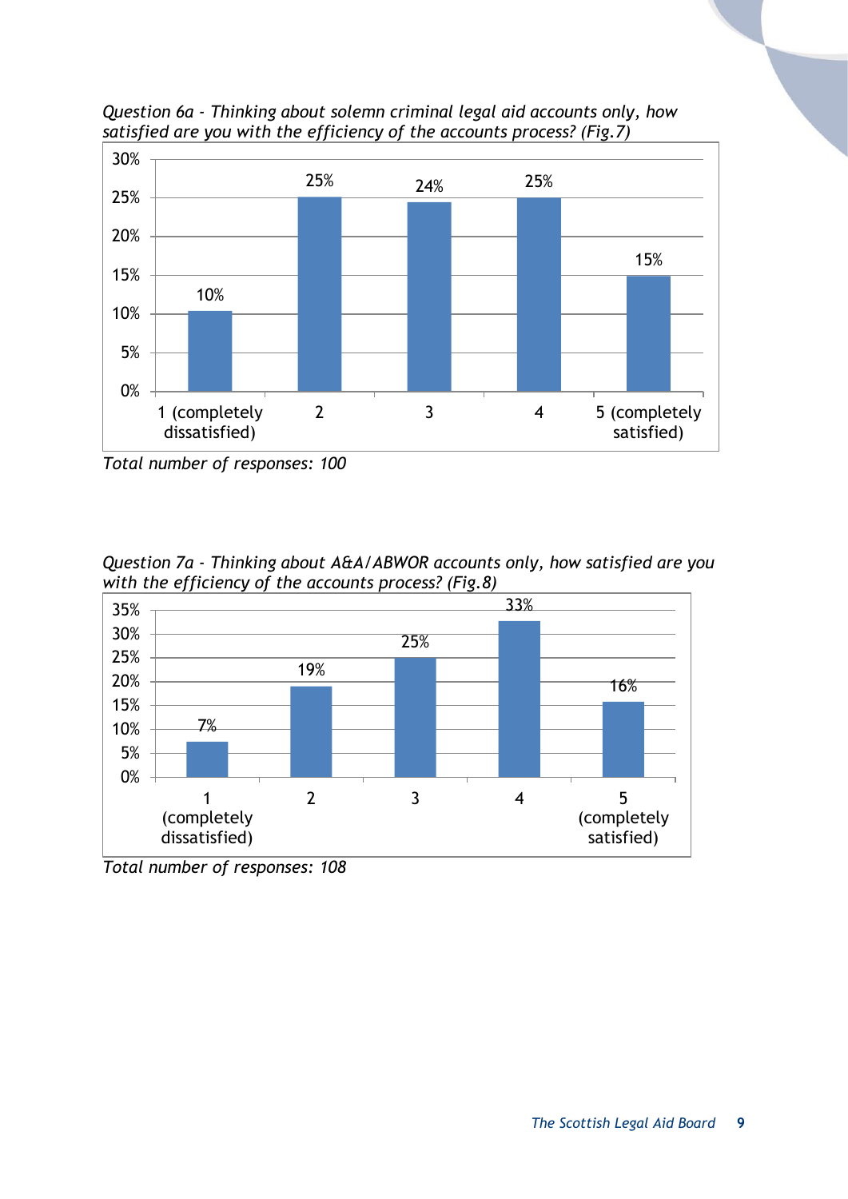*Question 6a - Thinking about solemn criminal legal aid accounts only, how satisfied are you with the efficiency of the accounts process? (Fig.7)*

| Response | Percentage |
| --- | --- |
| 1 (completely dissatisfied) | 10% |
| 2 | 25% |
| 3 | 24% |
| 4 | 25% |
| 5 (completely satisfied) | 15% |

*Total number of responses: 100*

*Question 7a - Thinking about A&A/ABWOR accounts only, how satisfied are you with the efficiency of the accounts process? (Fig.8)*

| Response | Percentage |
| --- | --- |
| 1 (completely dissatisfied) | 7% |
| 2 | 19% |
| 3 | 25% |
| 4 | 33% |
| 5 (completely satisfied) | 16% |

*Total number of responses: 108*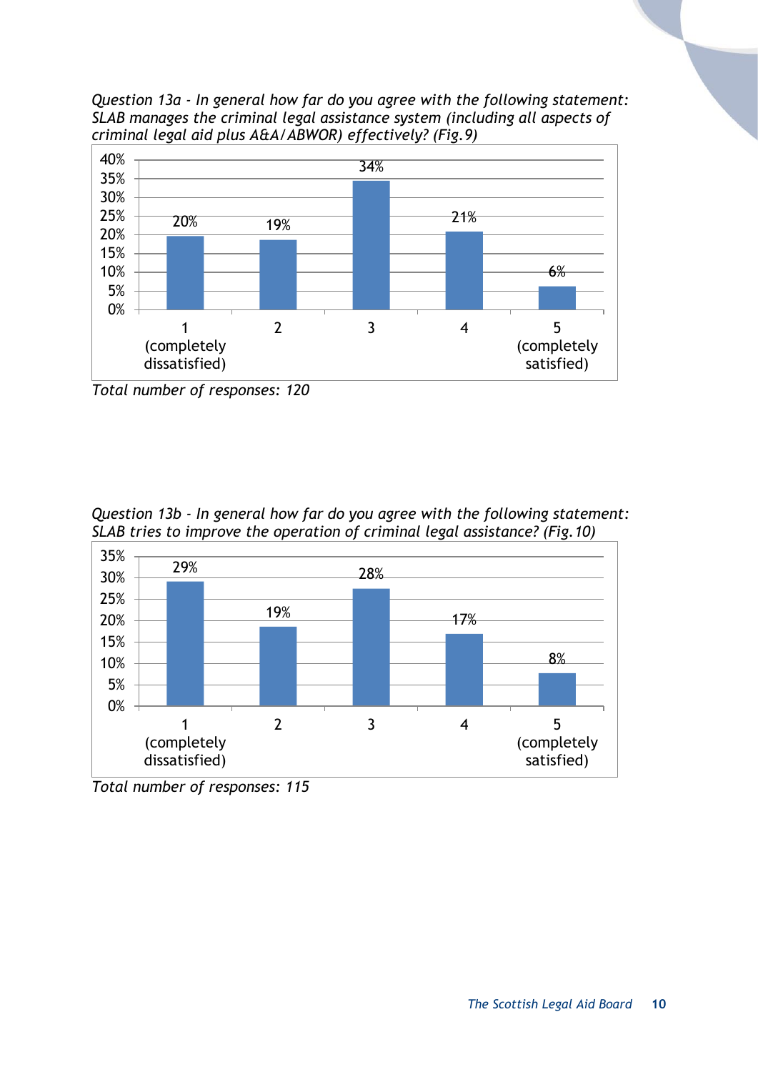*Question 13a - In general how far do you agree with the following statement: SLAB manages the criminal legal assistance system (including all aspects of criminal legal aid plus A&A/ABWOR) effectively? (Fig.9)*

| Response | Percentage |
|---|---|
| 1 (completely dissatisfied) | 20% |
| 2 | 19% |
| 3 | 34% |
| 4 | 21% |
| 5 (completely satisfied) | 6% |

*Total number of responses: 120*

*Question 13b - In general how far do you agree with the following statement: SLAB tries to improve the operation of criminal legal assistance? (Fig.10)*

| Response | Percentage |
|---|---|
| 1 (completely dissatisfied) | 29% |
| 2 | 19% |
| 3 | 28% |
| 4 | 17% |
| 5 (completely satisfied) | 8% |

*Total number of responses: 115*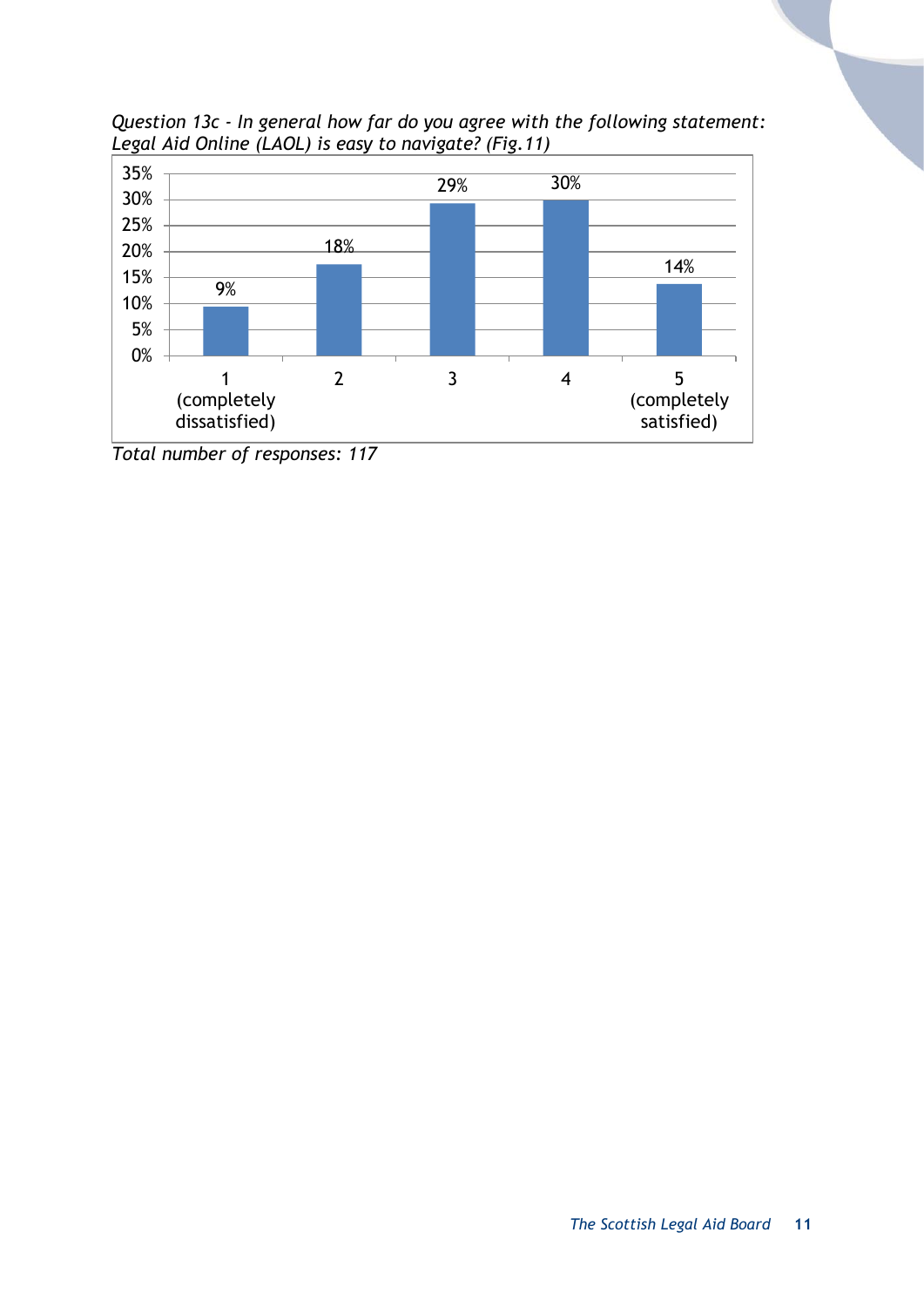*Question 13c - In general how far do you agree with the following statement: Legal Aid Online (LAOL) is easy to navigate? (Fig.11)*

| Rating | Percentage |
|---|---|
| 1 (completely dissatisfied) | 9% |
| 2 | 18% |
| 3 | 29% |
| 4 | 30% |
| 5 (completely satisfied) | 14% |

*Total number of responses: 117*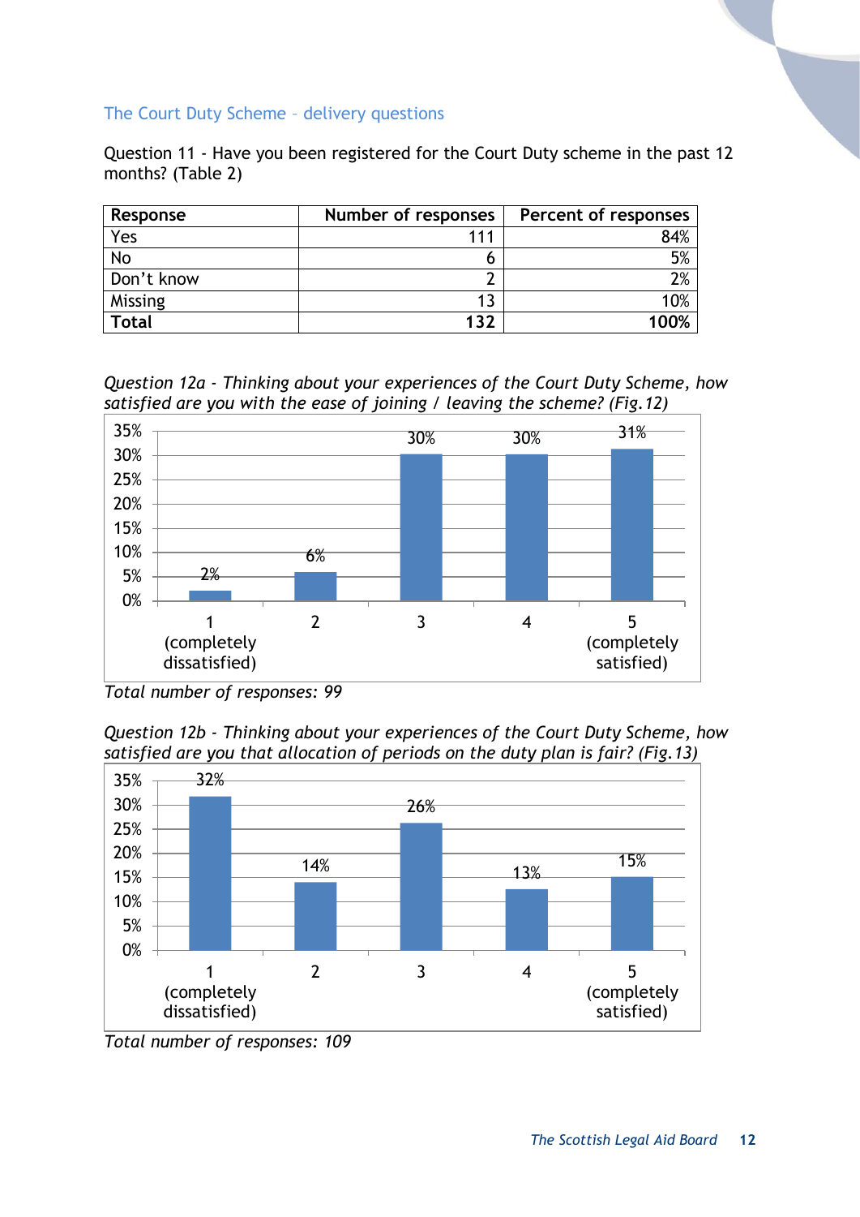## The Court Duty Scheme – delivery questions

Question 11 - Have you been registered for the Court Duty scheme in the past 12 months? (Table 2)

| Response | Number of responses | Percent of responses |
|---|---|---|
| Yes | 111 | 84% |
| No | 6 | 5% |
| Don't know | 2 | 2% |
| Missing | 13 | 10% |
| **Total** | **132** | **100%** |

*Question 12a - Thinking about your experiences of the Court Duty Scheme, how satisfied are you with the ease of joining / leaving the scheme? (Fig.12)*

| Rating | Percent |
|---|---|
| 1 (completely dissatisfied) | 2% |
| 2 | 6% |
| 3 | 30% |
| 4 | 30% |
| 5 (completely satisfied) | 31% |

*Total number of responses: 99*

*Question 12b - Thinking about your experiences of the Court Duty Scheme, how satisfied are you that allocation of periods on the duty plan is fair? (Fig.13)*

| Rating | Percent |
|---|---|
| 1 (completely dissatisfied) | 32% |
| 2 | 14% |
| 3 | 26% |
| 4 | 13% |
| 5 (completely satisfied) | 15% |

*Total number of responses: 109*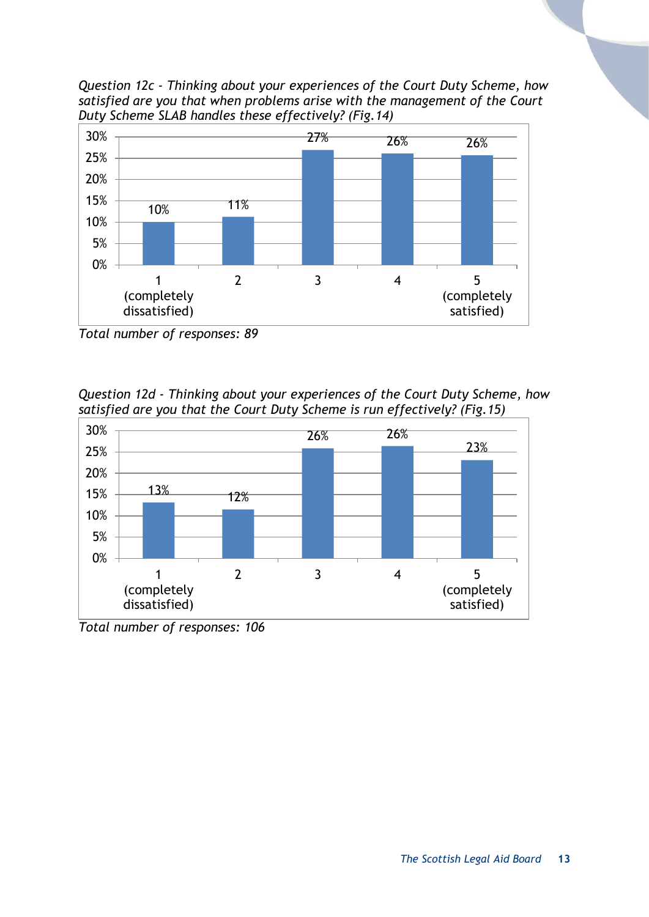*Question 12c - Thinking about your experiences of the Court Duty Scheme, how satisfied are you that when problems arise with the management of the Court Duty Scheme SLAB handles these effectively? (Fig.14)*

| Response | Percentage |
|---|---|
| 1 (completely dissatisfied) | 10% |
| 2 | 11% |
| 3 | 27% |
| 4 | 26% |
| 5 (completely satisfied) | 26% |

*Total number of responses: 89*

*Question 12d - Thinking about your experiences of the Court Duty Scheme, how satisfied are you that the Court Duty Scheme is run effectively? (Fig.15)*

| Response | Percentage |
|---|---|
| 1 (completely dissatisfied) | 13% |
| 2 | 12% |
| 3 | 26% |
| 4 | 26% |
| 5 (completely satisfied) | 23% |

*Total number of responses: 106*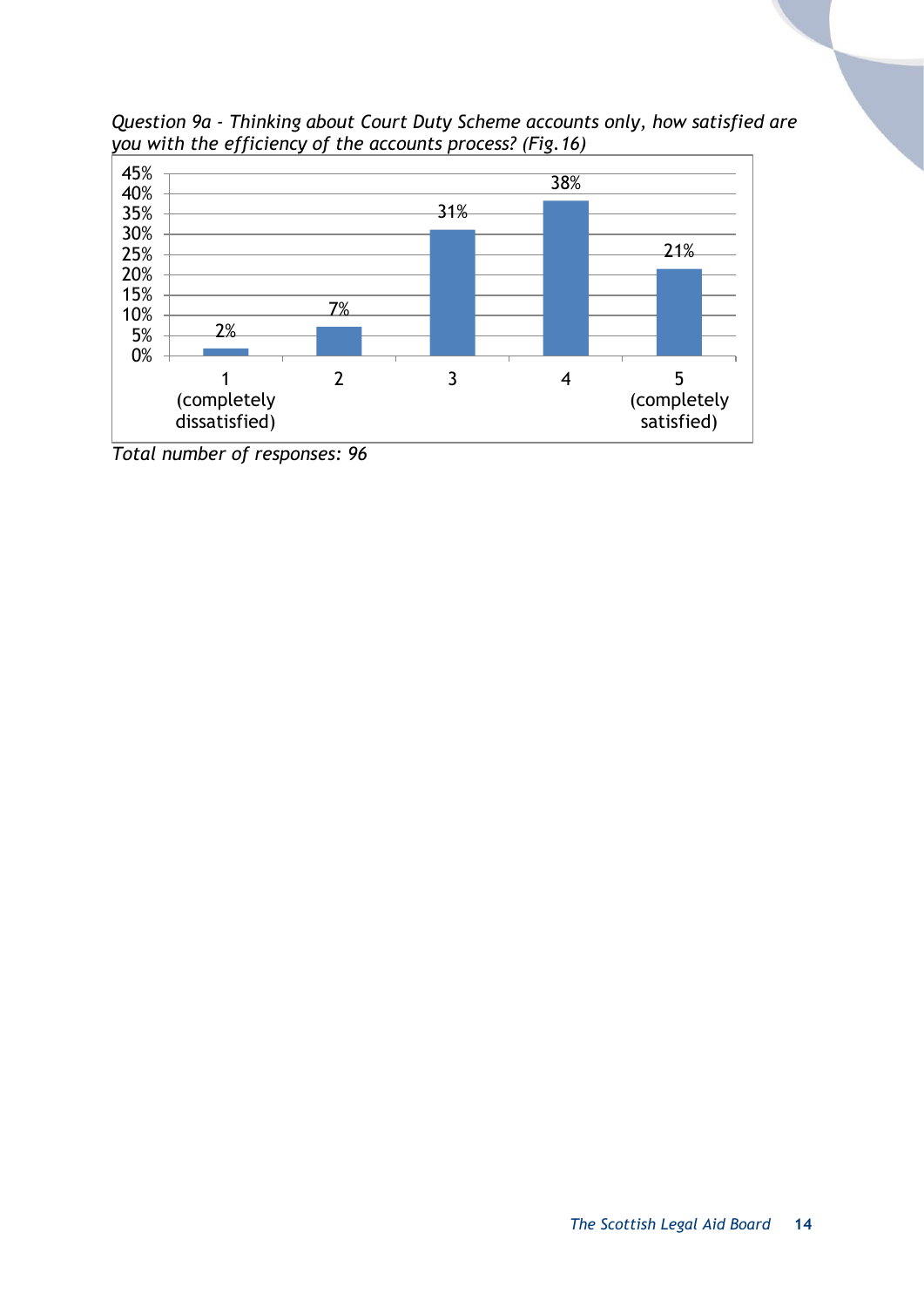*Question 9a - Thinking about Court Duty Scheme accounts only, how satisfied are you with the efficiency of the accounts process? (Fig.16)*

| Rating | Percentage |
|---|---|
| 1 (completely dissatisfied) | 2% |
| 2 | 7% |
| 3 | 31% |
| 4 | 38% |
| 5 (completely satisfied) | 21% |

*Total number of responses: 96*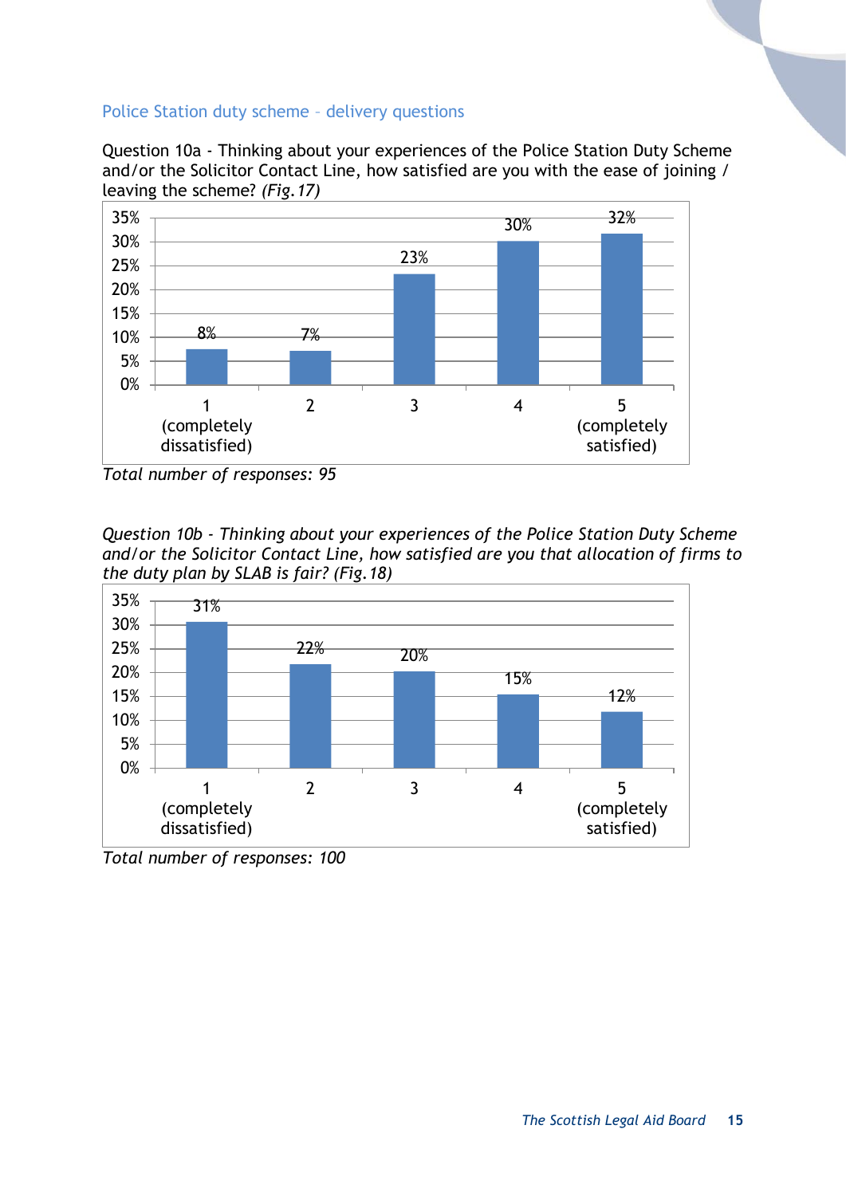### Police Station duty scheme – delivery questions

Question 10a - Thinking about your experiences of the Police Station Duty Scheme and/or the Solicitor Contact Line, how satisfied are you with the ease of joining / leaving the scheme? *(Fig.17)*

| Rating | Percentage |
|---|---|
| 1 (completely dissatisfied) | 8% |
| 2 | 7% |
| 3 | 23% |
| 4 | 30% |
| 5 (completely satisfied) | 32% |

*Total number of responses: 95*

*Question 10b - Thinking about your experiences of the Police Station Duty Scheme and/or the Solicitor Contact Line, how satisfied are you that allocation of firms to the duty plan by SLAB is fair? (Fig.18)*

| Rating | Percentage |
|---|---|
| 1 (completely dissatisfied) | 31% |
| 2 | 22% |
| 3 | 20% |
| 4 | 15% |
| 5 (completely satisfied) | 12% |

*Total number of responses: 100*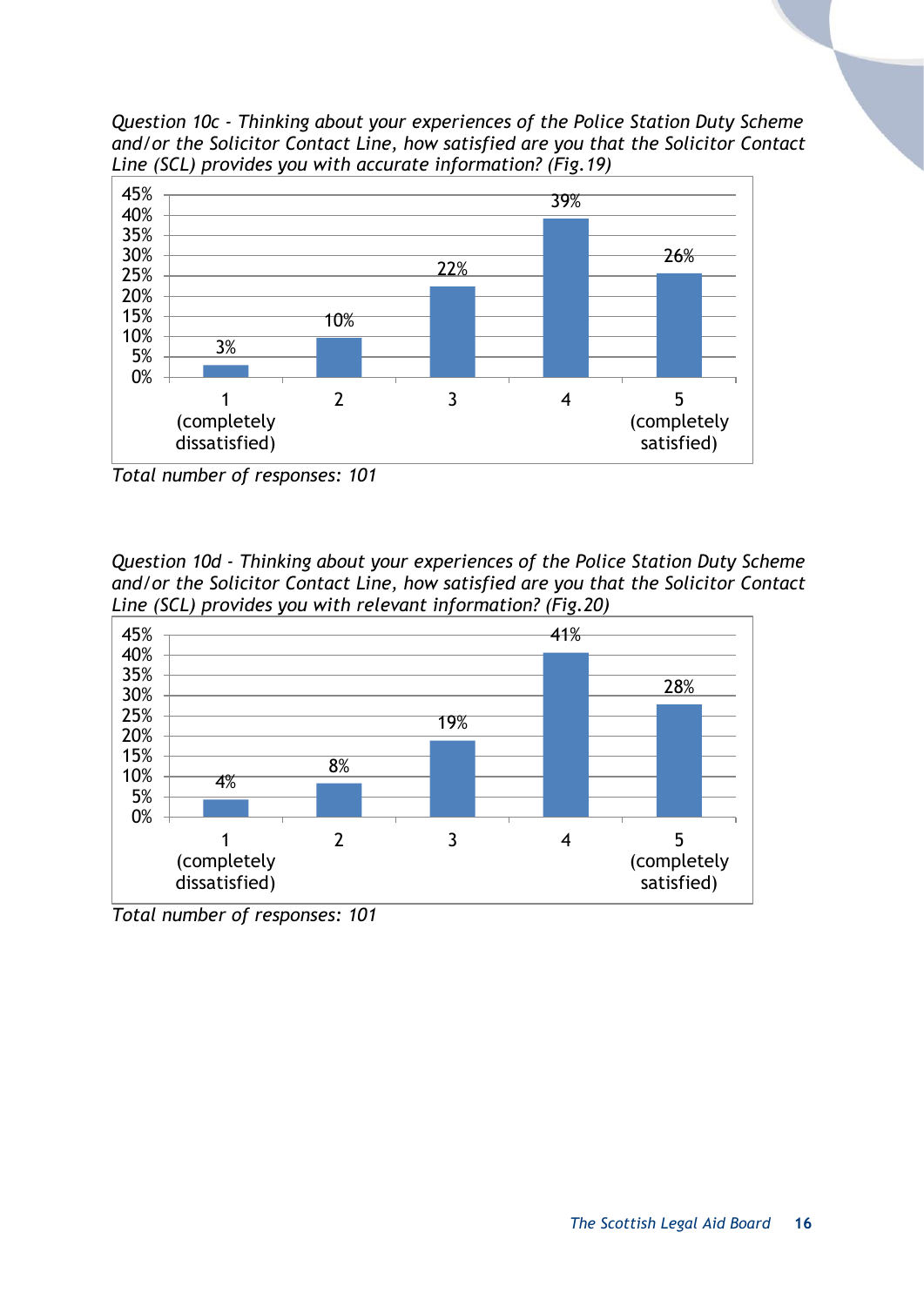*Question 10c - Thinking about your experiences of the Police Station Duty Scheme and/or the Solicitor Contact Line, how satisfied are you that the Solicitor Contact Line (SCL) provides you with accurate information? (Fig.19)*

| Rating | Percentage |
|---|---|
| 1 (completely dissatisfied) | 3% |
| 2 | 10% |
| 3 | 22% |
| 4 | 39% |
| 5 (completely satisfied) | 26% |

*Total number of responses: 101*

*Question 10d - Thinking about your experiences of the Police Station Duty Scheme and/or the Solicitor Contact Line, how satisfied are you that the Solicitor Contact Line (SCL) provides you with relevant information? (Fig.20)*

| Rating | Percentage |
|---|---|
| 1 (completely dissatisfied) | 4% |
| 2 | 8% |
| 3 | 19% |
| 4 | 41% |
| 5 (completely satisfied) | 28% |

*Total number of responses: 101*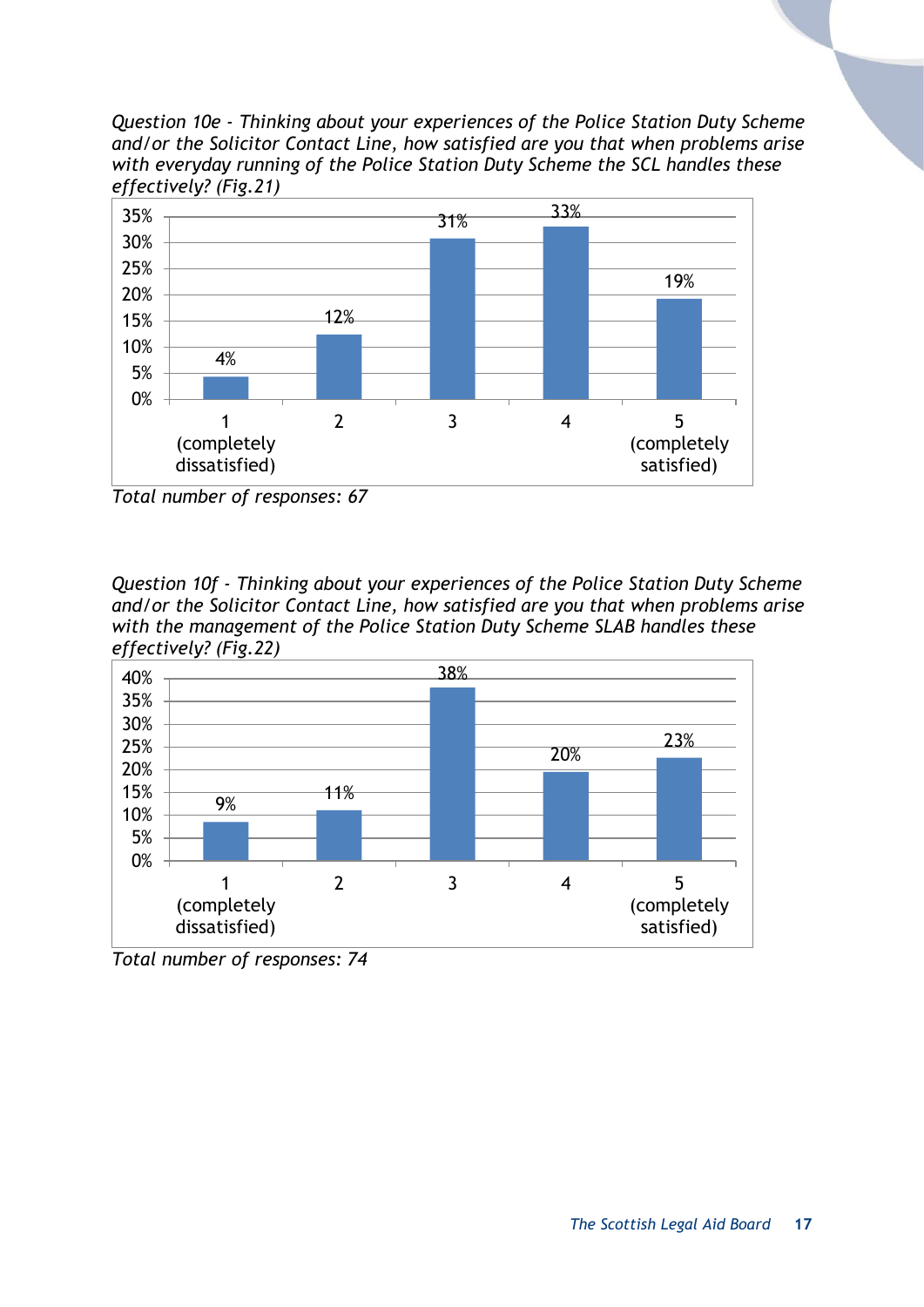*Question 10e - Thinking about your experiences of the Police Station Duty Scheme and/or the Solicitor Contact Line, how satisfied are you that when problems arise with everyday running of the Police Station Duty Scheme the SCL handles these effectively? (Fig.21)*

| Rating | Percentage |
|---|---|
| 1 (completely dissatisfied) | 4% |
| 2 | 12% |
| 3 | 31% |
| 4 | 33% |
| 5 (completely satisfied) | 19% |

*Total number of responses: 67*

*Question 10f - Thinking about your experiences of the Police Station Duty Scheme and/or the Solicitor Contact Line, how satisfied are you that when problems arise with the management of the Police Station Duty Scheme SLAB handles these effectively? (Fig.22)*

| Rating | Percentage |
|---|---|
| 1 (completely dissatisfied) | 9% |
| 2 | 11% |
| 3 | 38% |
| 4 | 20% |
| 5 (completely satisfied) | 23% |

*Total number of responses: 74*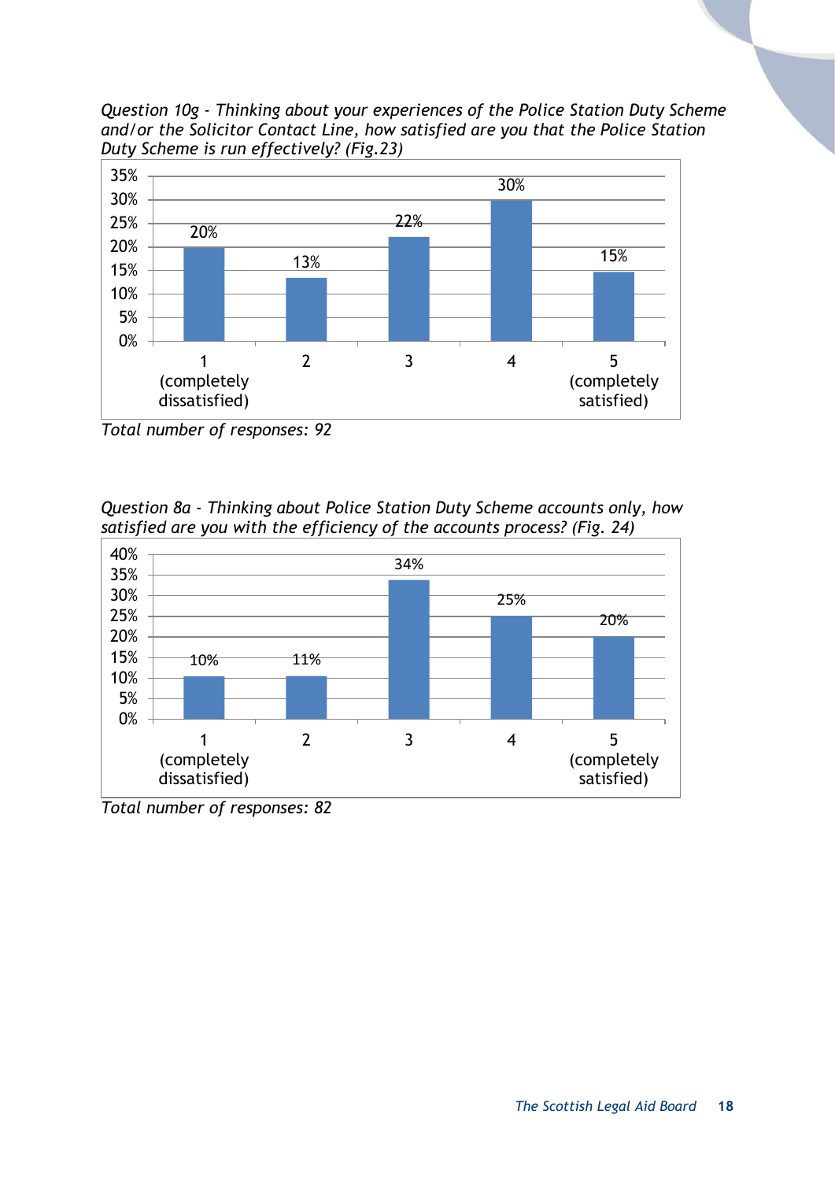*Question 10g - Thinking about your experiences of the Police Station Duty Scheme and/or the Solicitor Contact Line, how satisfied are you that the Police Station Duty Scheme is run effectively? (Fig.23)*

| Rating | Percentage |
|---|---|
| 1 (completely dissatisfied) | 20% |
| 2 | 13% |
| 3 | 22% |
| 4 | 30% |
| 5 (completely satisfied) | 15% |

*Total number of responses: 92*

*Question 8a - Thinking about Police Station Duty Scheme accounts only, how satisfied are you with the efficiency of the accounts process? (Fig. 24)*

| Rating | Percentage |
|---|---|
| 1 (completely dissatisfied) | 10% |
| 2 | 11% |
| 3 | 34% |
| 4 | 25% |
| 5 (completely satisfied) | 20% |

*Total number of responses: 82*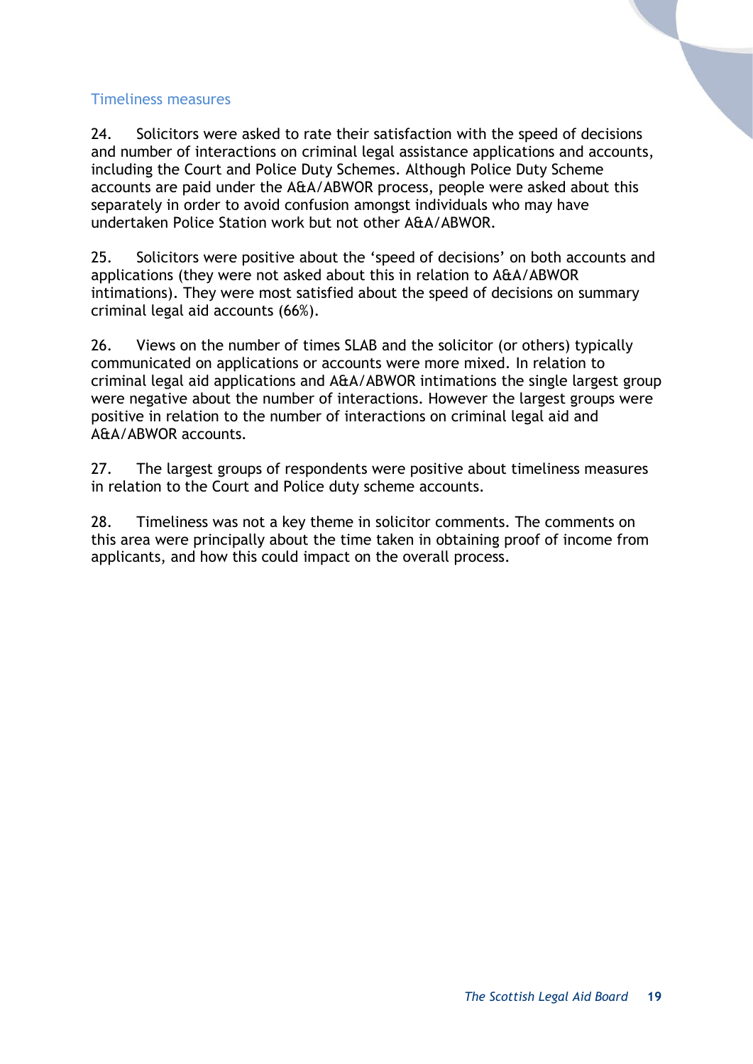### Timeliness measures

24. Solicitors were asked to rate their satisfaction with the speed of decisions and number of interactions on criminal legal assistance applications and accounts, including the Court and Police Duty Schemes. Although Police Duty Scheme accounts are paid under the A&A/ABWOR process, people were asked about this separately in order to avoid confusion amongst individuals who may have undertaken Police Station work but not other A&A/ABWOR.

25. Solicitors were positive about the 'speed of decisions' on both accounts and applications (they were not asked about this in relation to A&A/ABWOR intimations). They were most satisfied about the speed of decisions on summary criminal legal aid accounts (66%).

26. Views on the number of times SLAB and the solicitor (or others) typically communicated on applications or accounts were more mixed. In relation to criminal legal aid applications and A&A/ABWOR intimations the single largest group were negative about the number of interactions. However the largest groups were positive in relation to the number of interactions on criminal legal aid and A&A/ABWOR accounts.

27. The largest groups of respondents were positive about timeliness measures in relation to the Court and Police duty scheme accounts.

28. Timeliness was not a key theme in solicitor comments. The comments on this area were principally about the time taken in obtaining proof of income from applicants, and how this could impact on the overall process.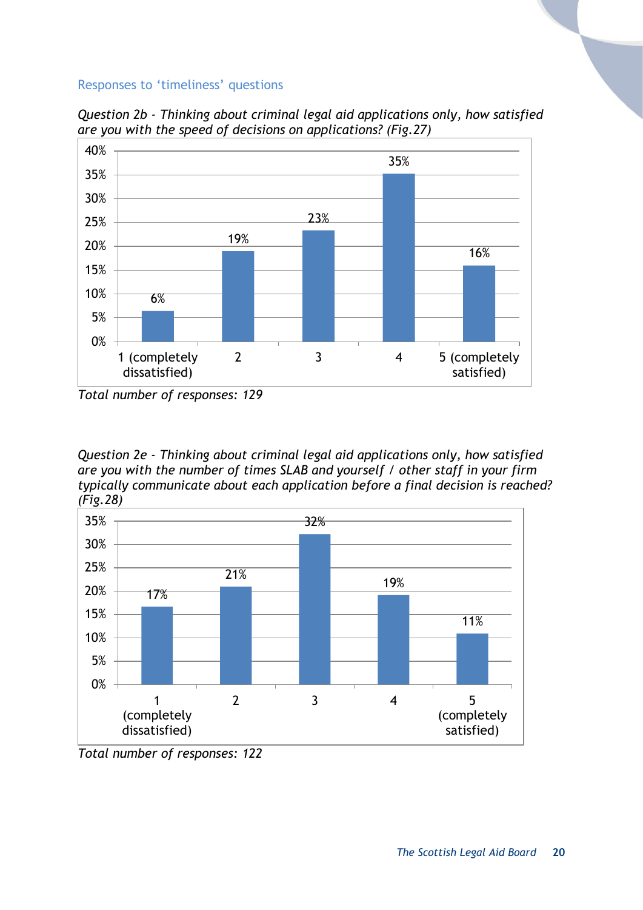## Responses to 'timeliness' questions

*Question 2b - Thinking about criminal legal aid applications only, how satisfied are you with the speed of decisions on applications? (Fig.27)*

| Response | Percentage |
|---|---|
| 1 (completely dissatisfied) | 6% |
| 2 | 19% |
| 3 | 23% |
| 4 | 35% |
| 5 (completely satisfied) | 16% |

*Total number of responses: 129*

*Question 2e - Thinking about criminal legal aid applications only, how satisfied are you with the number of times SLAB and yourself / other staff in your firm typically communicate about each application before a final decision is reached? (Fig.28)*

| Response | Percentage |
|---|---|
| 1 (completely dissatisfied) | 17% |
| 2 | 21% |
| 3 | 32% |
| 4 | 19% |
| 5 (completely satisfied) | 11% |

*Total number of responses: 122*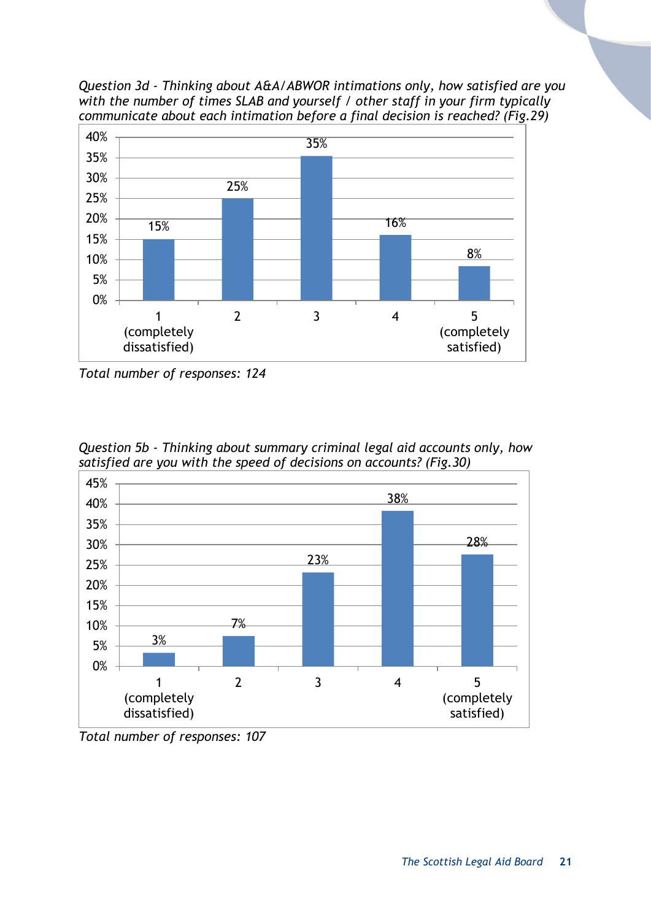*Question 3d - Thinking about A&A/ABWOR intimations only, how satisfied are you with the number of times SLAB and yourself / other staff in your firm typically communicate about each intimation before a final decision is reached? (Fig.29)*

| Response | Percentage |
|---|---|
| 1 (completely dissatisfied) | 15% |
| 2 | 25% |
| 3 | 35% |
| 4 | 16% |
| 5 (completely satisfied) | 8% |

*Total number of responses: 124*

*Question 5b - Thinking about summary criminal legal aid accounts only, how satisfied are you with the speed of decisions on accounts? (Fig.30)*

| Response | Percentage |
|---|---|
| 1 (completely dissatisfied) | 3% |
| 2 | 7% |
| 3 | 23% |
| 4 | 38% |
| 5 (completely satisfied) | 28% |

*Total number of responses: 107*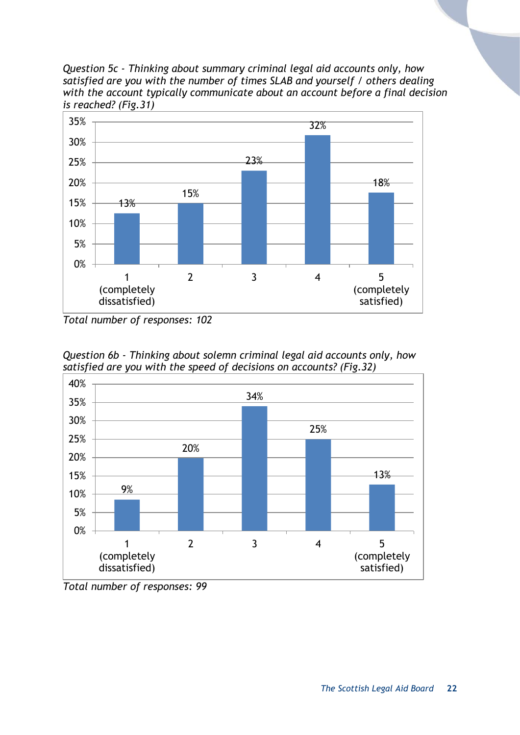*Question 5c - Thinking about summary criminal legal aid accounts only, how satisfied are you with the number of times SLAB and yourself / others dealing with the account typically communicate about an account before a final decision is reached? (Fig.31)*

| Rating | Percentage |
|---|---|
| 1 (completely dissatisfied) | 13% |
| 2 | 15% |
| 3 | 23% |
| 4 | 32% |
| 5 (completely satisfied) | 18% |

*Total number of responses: 102*

*Question 6b - Thinking about solemn criminal legal aid accounts only, how satisfied are you with the speed of decisions on accounts? (Fig.32)*

| Rating | Percentage |
|---|---|
| 1 (completely dissatisfied) | 9% |
| 2 | 20% |
| 3 | 34% |
| 4 | 25% |
| 5 (completely satisfied) | 13% |

*Total number of responses: 99*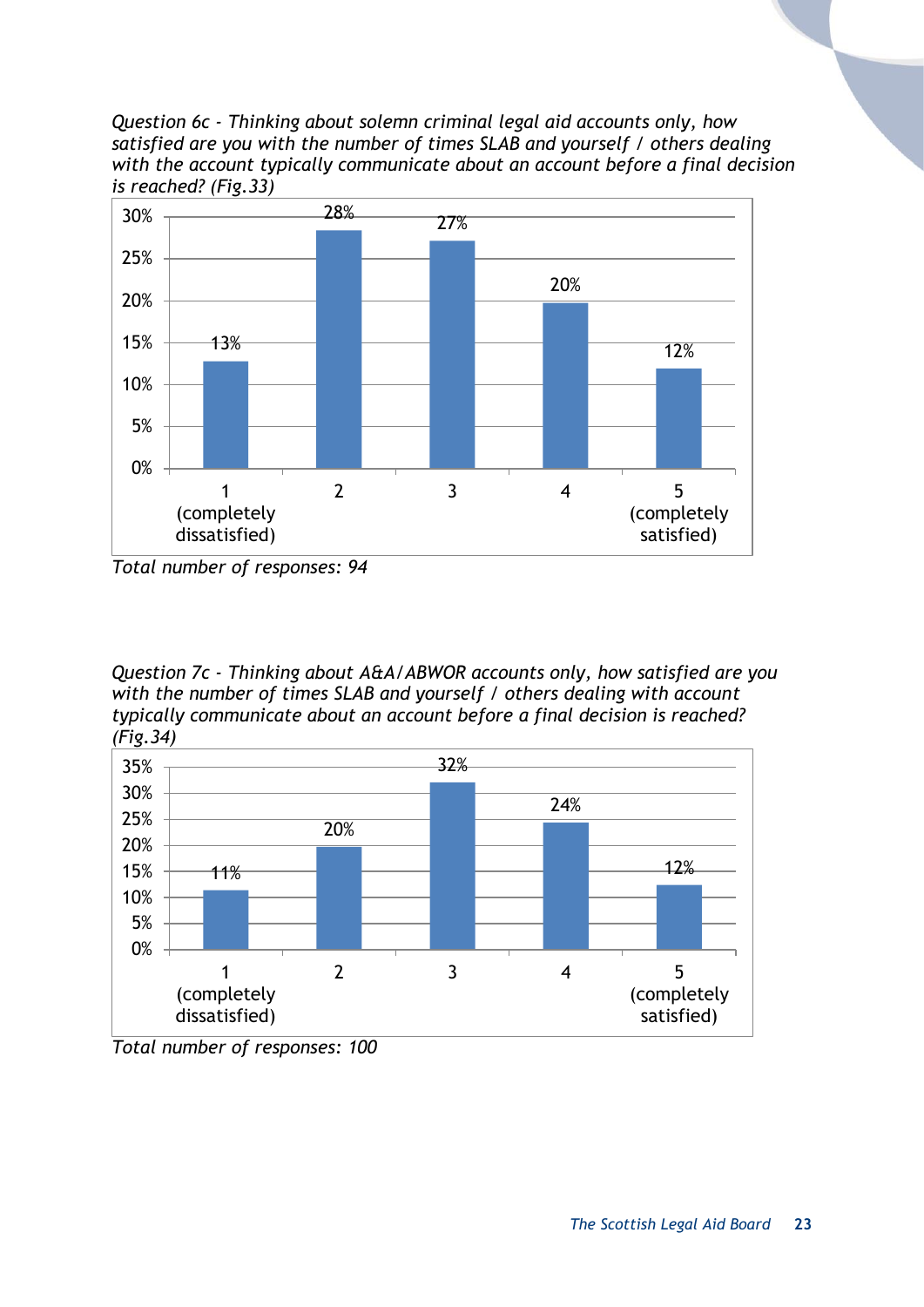*Question 6c - Thinking about solemn criminal legal aid accounts only, how satisfied are you with the number of times SLAB and yourself / others dealing with the account typically communicate about an account before a final decision is reached? (Fig.33)*

| Rating | Percentage |
|---|---|
| 1 (completely dissatisfied) | 13% |
| 2 | 28% |
| 3 | 27% |
| 4 | 20% |
| 5 (completely satisfied) | 12% |

*Total number of responses: 94*

*Question 7c - Thinking about A&A/ABWOR accounts only, how satisfied are you with the number of times SLAB and yourself / others dealing with account typically communicate about an account before a final decision is reached? (Fig.34)*

| Rating | Percentage |
|---|---|
| 1 (completely dissatisfied) | 11% |
| 2 | 20% |
| 3 | 32% |
| 4 | 24% |
| 5 (completely satisfied) | 12% |

*Total number of responses: 100*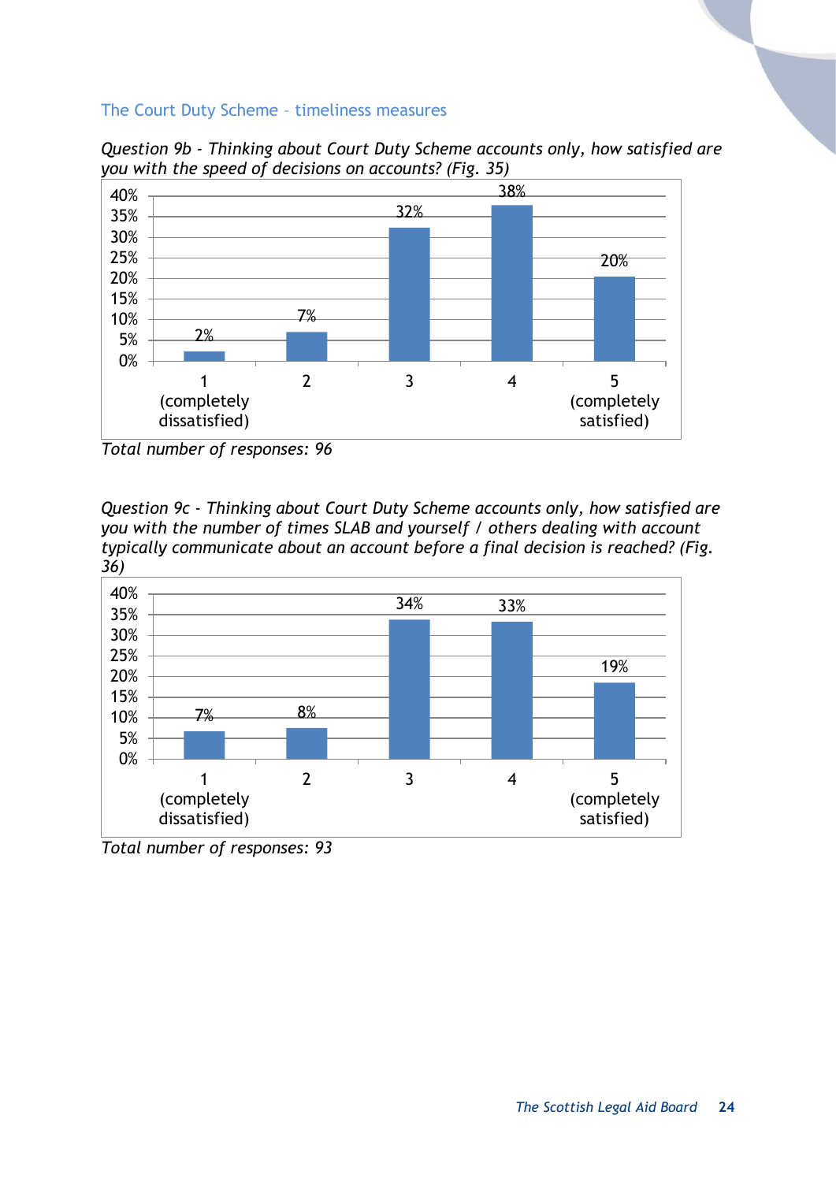## The Court Duty Scheme – timeliness measures

*Question 9b - Thinking about Court Duty Scheme accounts only, how satisfied are you with the speed of decisions on accounts? (Fig. 35)*

| Rating | Percentage |
|---|---|
| 1 (completely dissatisfied) | 2% |
| 2 | 7% |
| 3 | 32% |
| 4 | 38% |
| 5 (completely satisfied) | 20% |

*Total number of responses: 96*

*Question 9c - Thinking about Court Duty Scheme accounts only, how satisfied are you with the number of times SLAB and yourself / others dealing with account typically communicate about an account before a final decision is reached? (Fig. 36)*

| Rating | Percentage |
|---|---|
| 1 (completely dissatisfied) | 7% |
| 2 | 8% |
| 3 | 34% |
| 4 | 33% |
| 5 (completely satisfied) | 19% |

*Total number of responses: 93*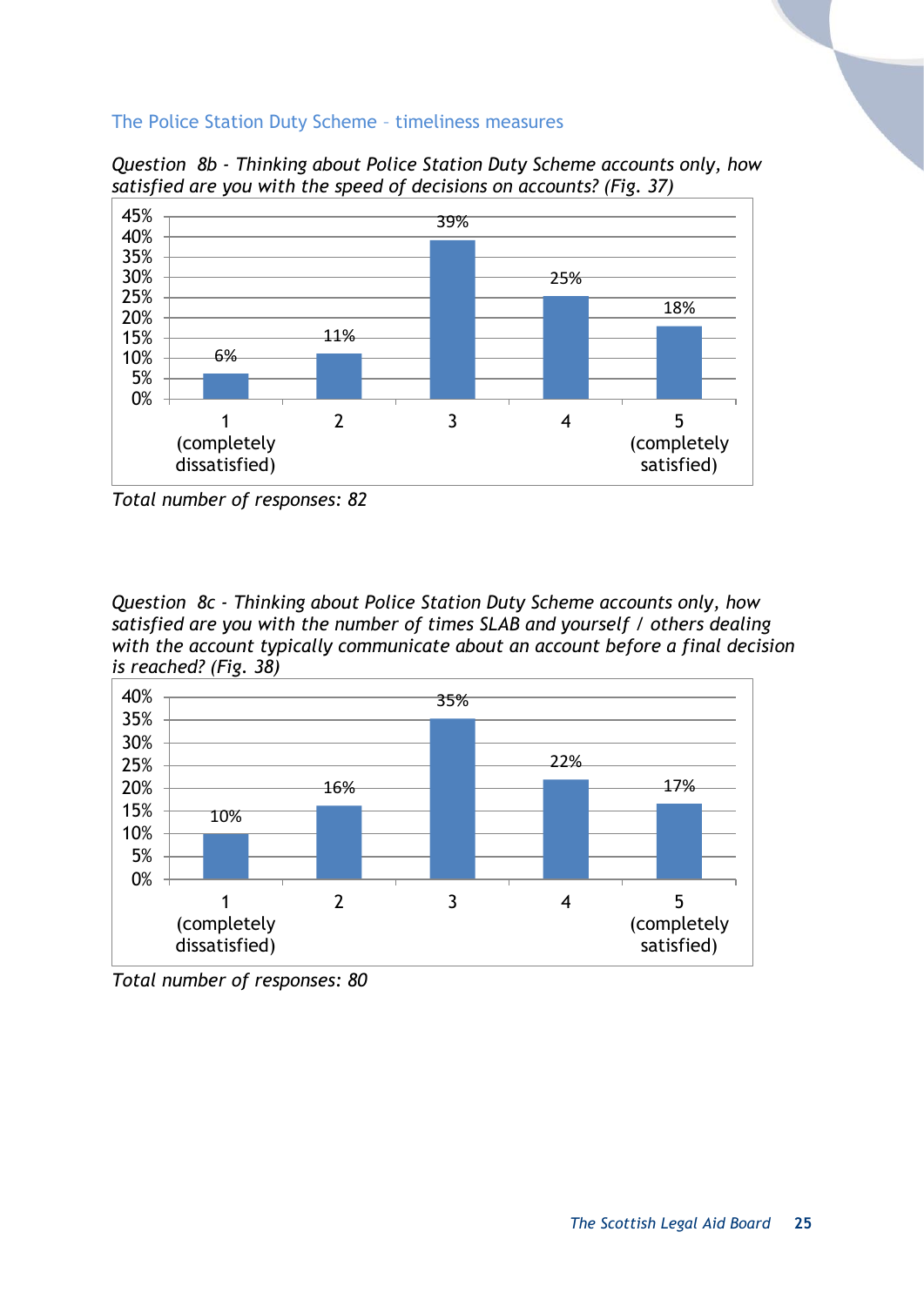## The Police Station Duty Scheme – timeliness measures

*Question 8b - Thinking about Police Station Duty Scheme accounts only, how satisfied are you with the speed of decisions on accounts? (Fig. 37)*

| Rating | Percentage |
|---|---|
| 1 (completely dissatisfied) | 6% |
| 2 | 11% |
| 3 | 39% |
| 4 | 25% |
| 5 (completely satisfied) | 18% |

*Total number of responses: 82*

*Question 8c - Thinking about Police Station Duty Scheme accounts only, how satisfied are you with the number of times SLAB and yourself / others dealing with the account typically communicate about an account before a final decision is reached? (Fig. 38)*

| Rating | Percentage |
|---|---|
| 1 (completely dissatisfied) | 10% |
| 2 | 16% |
| 3 | 35% |
| 4 | 22% |
| 5 (completely satisfied) | 17% |

*Total number of responses: 80*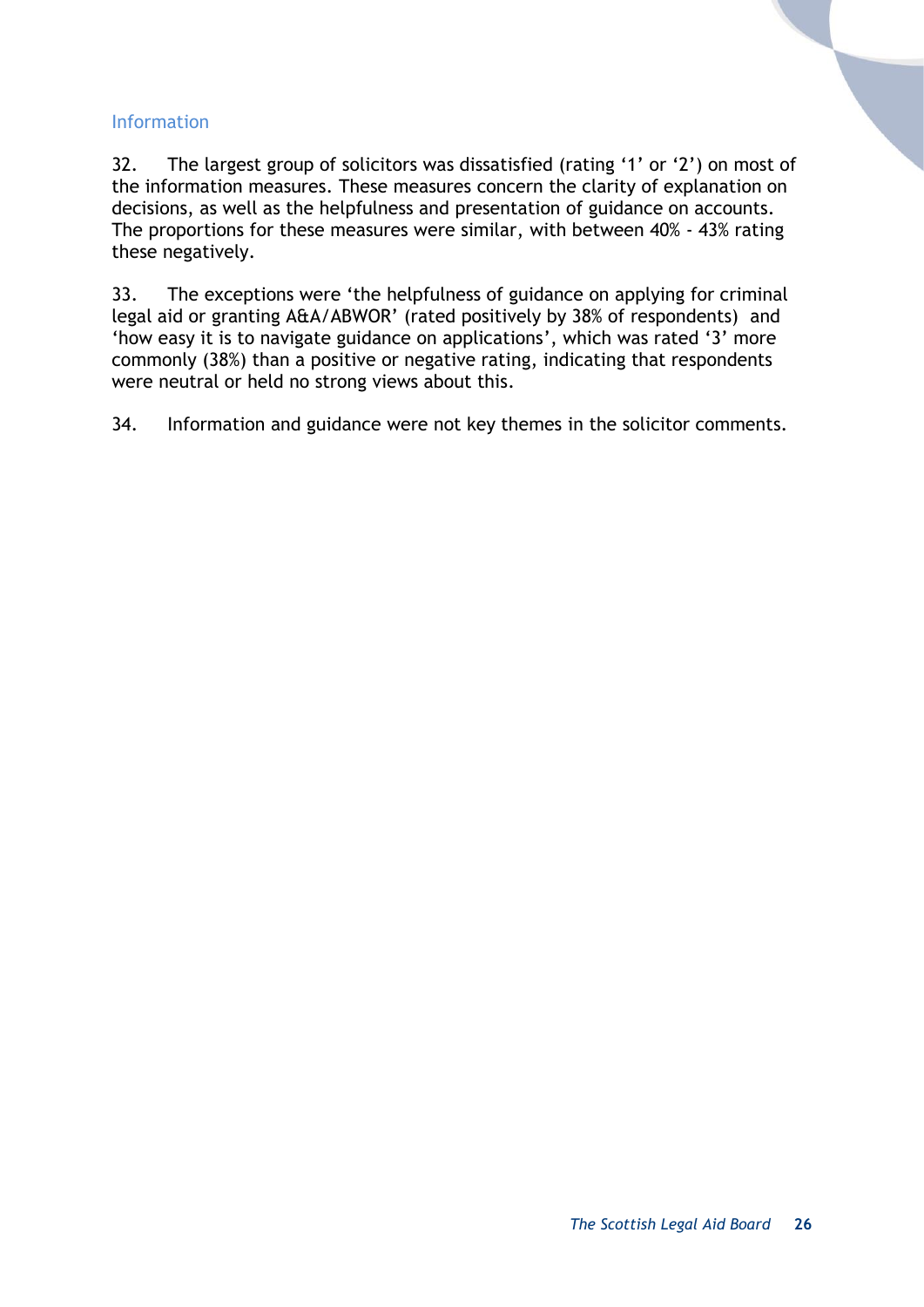### Information

32. The largest group of solicitors was dissatisfied (rating '1' or '2') on most of the information measures. These measures concern the clarity of explanation on decisions, as well as the helpfulness and presentation of guidance on accounts. The proportions for these measures were similar, with between 40% - 43% rating these negatively.

33. The exceptions were 'the helpfulness of guidance on applying for criminal legal aid or granting A&A/ABWOR' (rated positively by 38% of respondents) and 'how easy it is to navigate guidance on applications', which was rated '3' more commonly (38%) than a positive or negative rating, indicating that respondents were neutral or held no strong views about this.

34. Information and guidance were not key themes in the solicitor comments.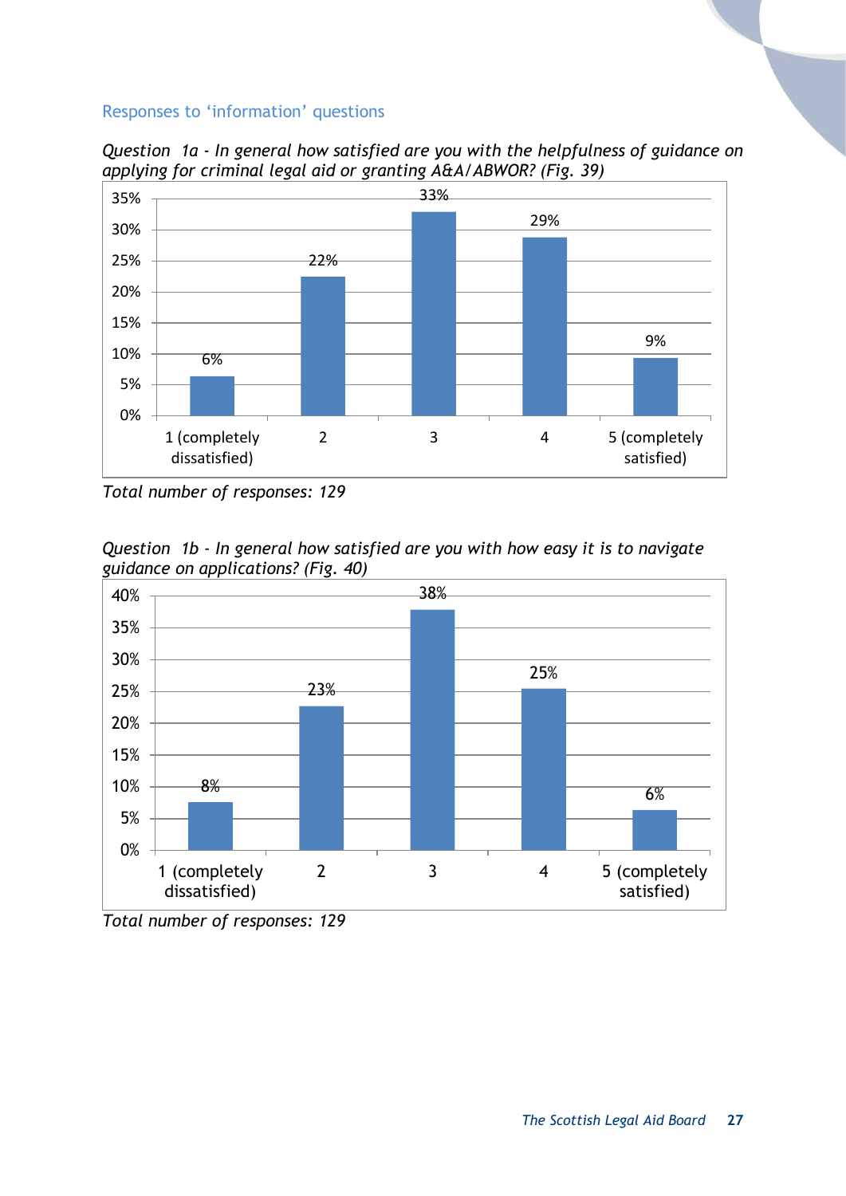## Responses to 'information' questions

*Question 1a - In general how satisfied are you with the helpfulness of guidance on applying for criminal legal aid or granting A&A/ABWOR? (Fig. 39)*

| Rating | Percentage |
|---|---|
| 1 (completely dissatisfied) | 6% |
| 2 | 22% |
| 3 | 33% |
| 4 | 29% |
| 5 (completely satisfied) | 9% |

*Total number of responses: 129*

*Question 1b - In general how satisfied are you with how easy it is to navigate guidance on applications? (Fig. 40)*

| Rating | Percentage |
|---|---|
| 1 (completely dissatisfied) | 8% |
| 2 | 23% |
| 3 | 38% |
| 4 | 25% |
| 5 (completely satisfied) | 6% |

*Total number of responses: 129*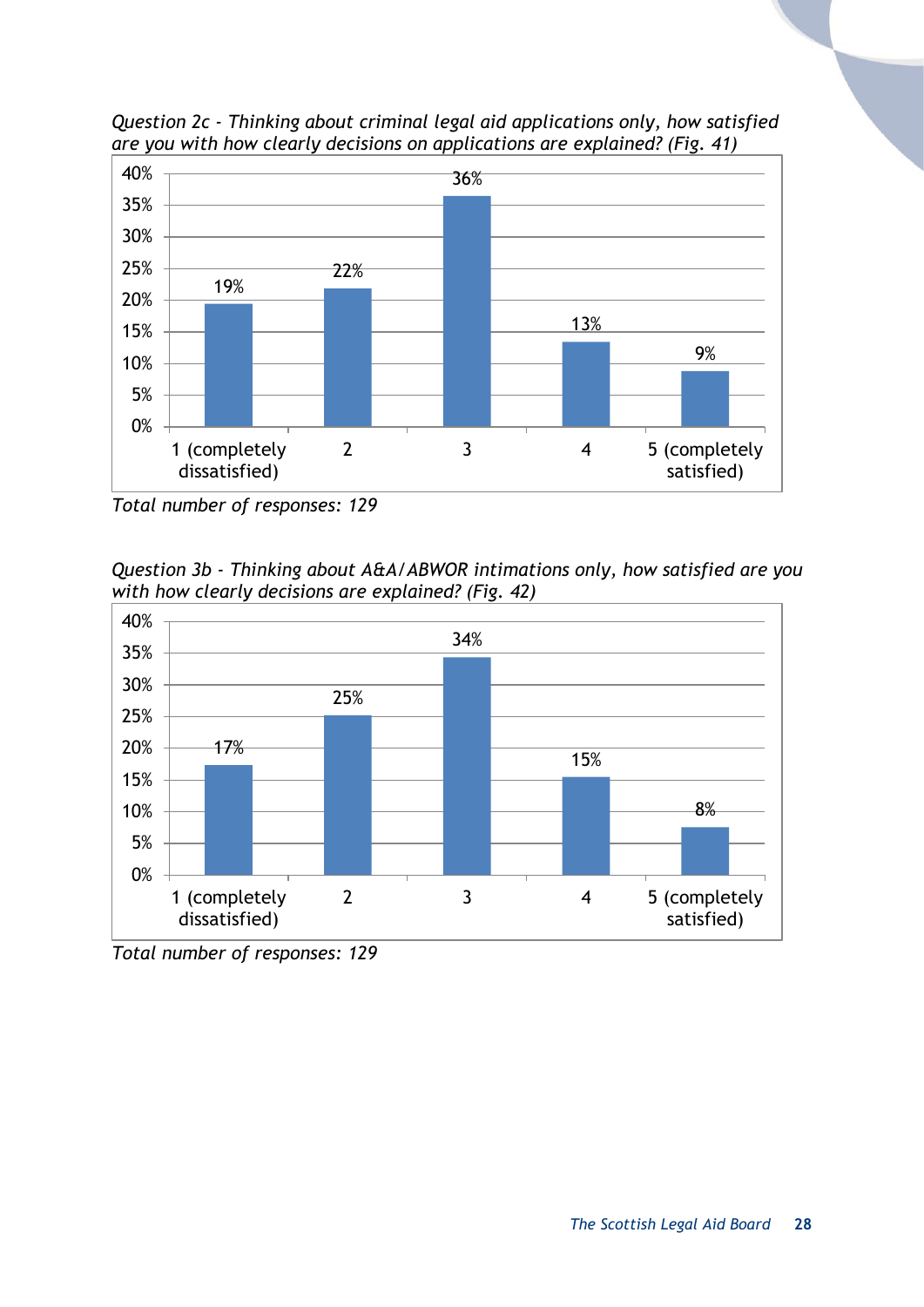*Question 2c - Thinking about criminal legal aid applications only, how satisfied are you with how clearly decisions on applications are explained? (Fig. 41)*

| Response | Percentage |
|---|---|
| 1 (completely dissatisfied) | 19% |
| 2 | 22% |
| 3 | 36% |
| 4 | 13% |
| 5 (completely satisfied) | 9% |

*Total number of responses: 129*

*Question 3b - Thinking about A&A/ABWOR intimations only, how satisfied are you with how clearly decisions are explained? (Fig. 42)*

| Response | Percentage |
|---|---|
| 1 (completely dissatisfied) | 17% |
| 2 | 25% |
| 3 | 34% |
| 4 | 15% |
| 5 (completely satisfied) | 8% |

*Total number of responses: 129*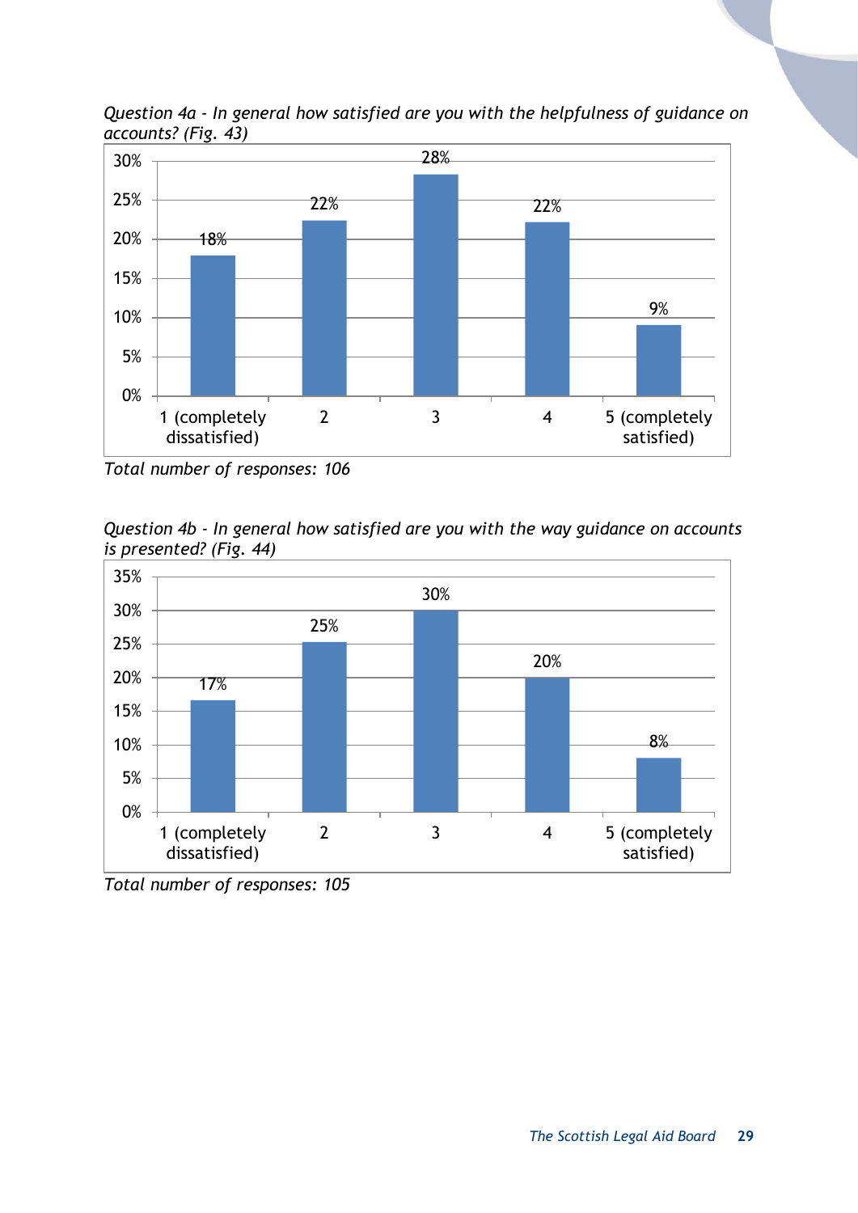*Question 4a - In general how satisfied are you with the helpfulness of guidance on accounts? (Fig. 43)*

| Response | Percentage |
|---|---|
| 1 (completely dissatisfied) | 18% |
| 2 | 22% |
| 3 | 28% |
| 4 | 22% |
| 5 (completely satisfied) | 9% |

*Total number of responses: 106*

*Question 4b - In general how satisfied are you with the way guidance on accounts is presented? (Fig. 44)*

| Response | Percentage |
|---|---|
| 1 (completely dissatisfied) | 17% |
| 2 | 25% |
| 3 | 30% |
| 4 | 20% |
| 5 (completely satisfied) | 8% |

*Total number of responses: 105*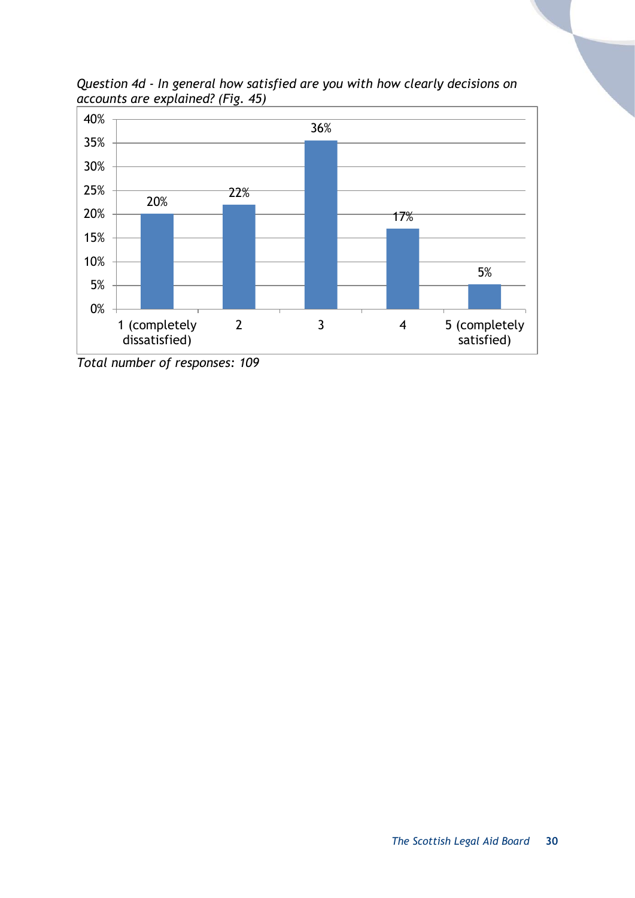*Question 4d - In general how satisfied are you with how clearly decisions on accounts are explained? (Fig. 45)*

| Response | Percentage |
|---|---|
| 1 (completely dissatisfied) | 20% |
| 2 | 22% |
| 3 | 36% |
| 4 | 17% |
| 5 (completely satisfied) | 5% |

*Total number of responses: 109*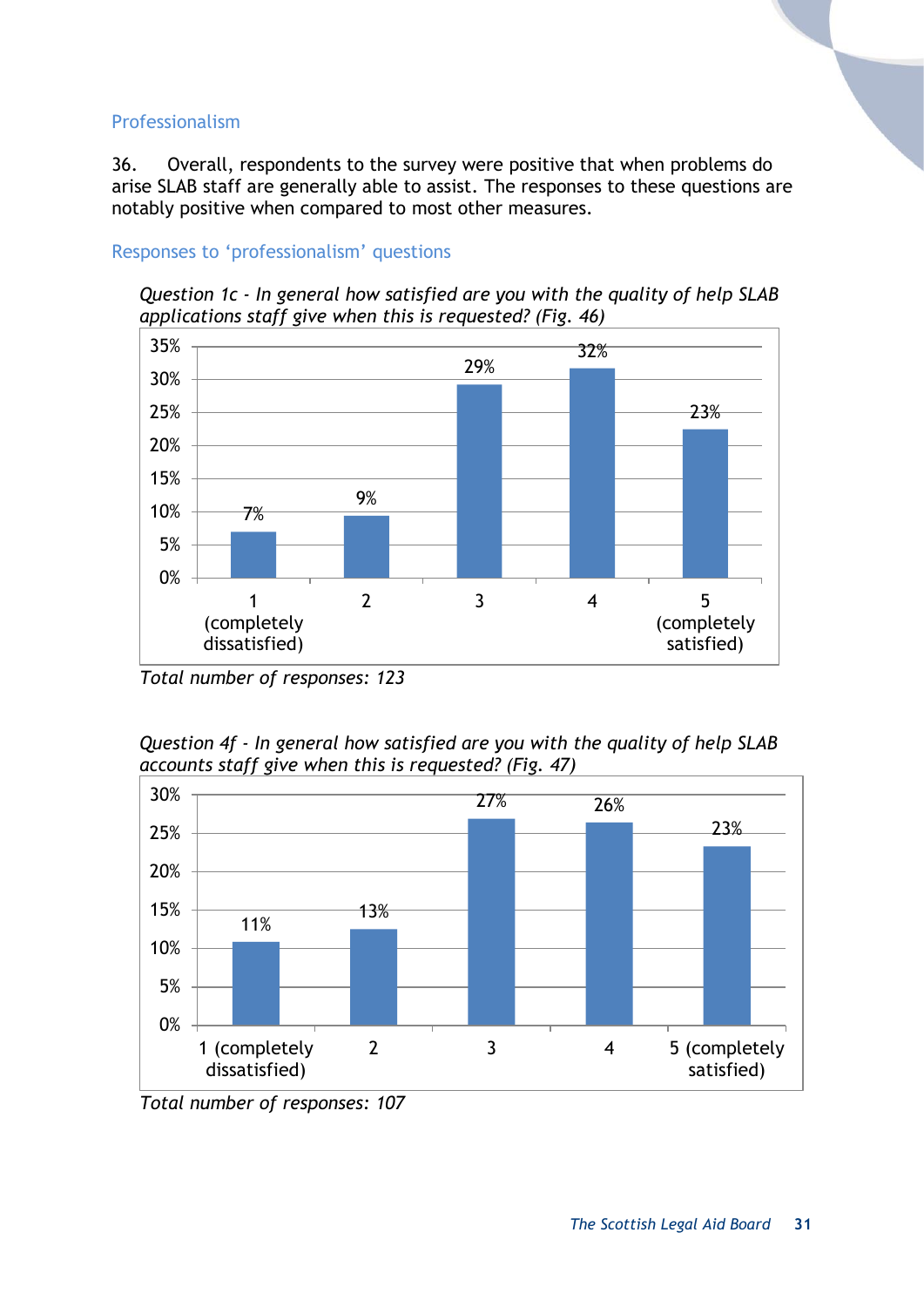## Professionalism

36. Overall, respondents to the survey were positive that when problems do arise SLAB staff are generally able to assist. The responses to these questions are notably positive when compared to most other measures.

### Responses to 'professionalism' questions

*Question 1c - In general how satisfied are you with the quality of help SLAB applications staff give when this is requested? (Fig. 46)*

| Response | Percentage |
|---|---|
| 1 (completely dissatisfied) | 7% |
| 2 | 9% |
| 3 | 29% |
| 4 | 32% |
| 5 (completely satisfied) | 23% |

*Total number of responses: 123*

*Question 4f - In general how satisfied are you with the quality of help SLAB accounts staff give when this is requested? (Fig. 47)*

| Response | Percentage |
|---|---|
| 1 (completely dissatisfied) | 11% |
| 2 | 13% |
| 3 | 27% |
| 4 | 26% |
| 5 (completely satisfied) | 23% |

*Total number of responses: 107*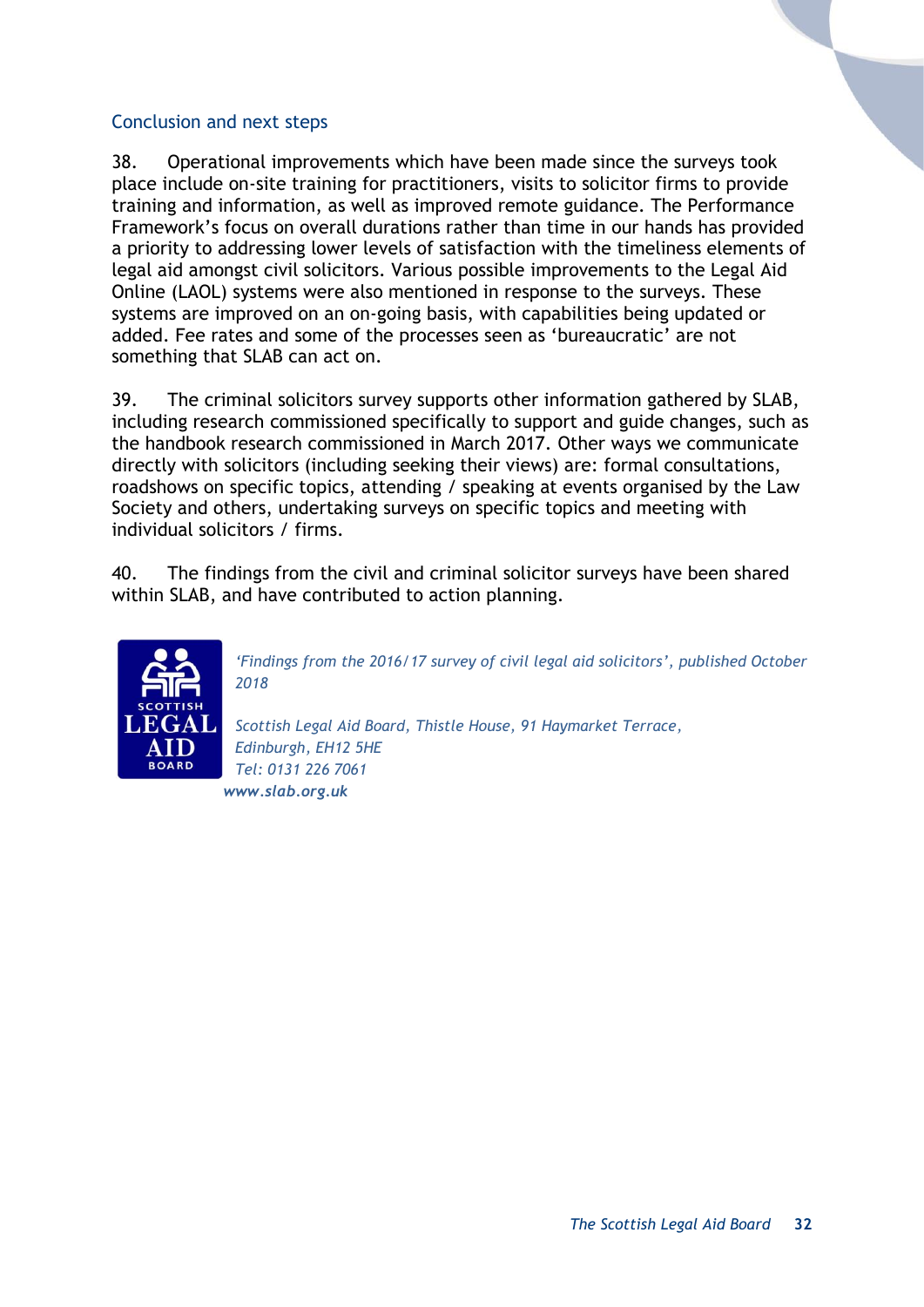## Conclusion and next steps

38. Operational improvements which have been made since the surveys took place include on-site training for practitioners, visits to solicitor firms to provide training and information, as well as improved remote guidance. The Performance Framework's focus on overall durations rather than time in our hands has provided a priority to addressing lower levels of satisfaction with the timeliness elements of legal aid amongst civil solicitors. Various possible improvements to the Legal Aid Online (LAOL) systems were also mentioned in response to the surveys. These systems are improved on an on-going basis, with capabilities being updated or added. Fee rates and some of the processes seen as 'bureaucratic' are not something that SLAB can act on.

39. The criminal solicitors survey supports other information gathered by SLAB, including research commissioned specifically to support and guide changes, such as the handbook research commissioned in March 2017. Other ways we communicate directly with solicitors (including seeking their views) are: formal consultations, roadshows on specific topics, attending / speaking at events organised by the Law Society and others, undertaking surveys on specific topics and meeting with individual solicitors / firms.

40. The findings from the civil and criminal solicitor surveys have been shared within SLAB, and have contributed to action planning.

SCOTTISH LEGAL AID BOARD

*'Findings from the 2016/17 survey of civil legal aid solicitors', published October 2018*

*Scottish Legal Aid Board, Thistle House, 91 Haymarket Terrace, Edinburgh, EH12 5HE*
*Tel: 0131 226 7061*
***www.slab.org.uk***